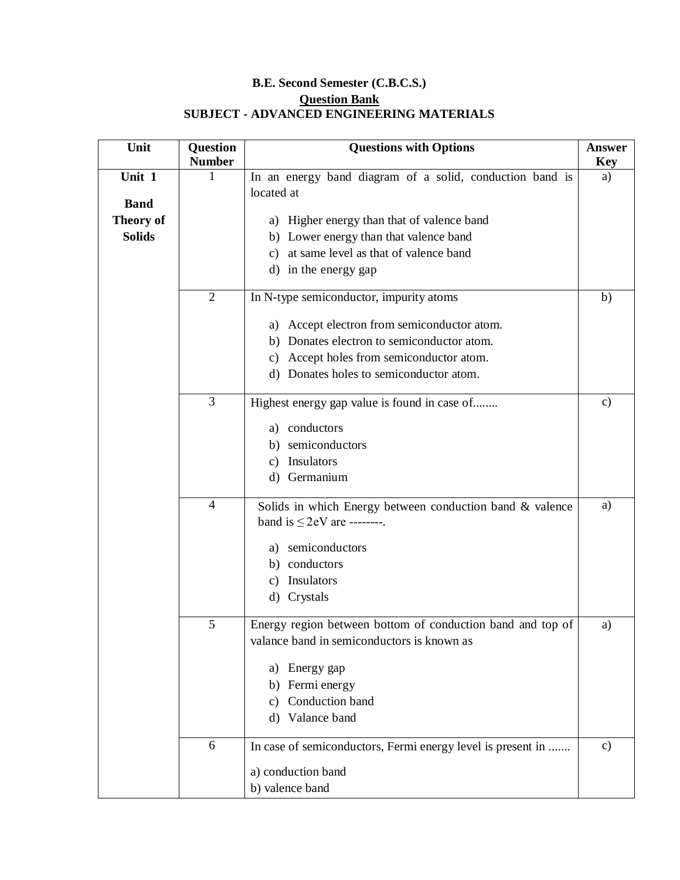**B.E. Second Semester (C.B.C.S.)**

**<u>Question Bank</u>**

**SUBJECT - ADVANCED ENGINEERING MATERIALS**

| Unit | Question Number | Questions with Options | Answer Key |
|---|---|---|---|
| **Unit 1** <br><br> **Band Theory of Solids** | 1 | In an energy band diagram of a solid, conduction band is located at <br><br> a) Higher energy than that of valence band <br> b) Lower energy than that valence band <br> c) at same level as that of valence band <br> d) in the energy gap | a) |
| | 2 | In N-type semiconductor, impurity atoms <br><br> a) Accept electron from semiconductor atom. <br> b) Donates electron to semiconductor atom. <br> c) Accept holes from semiconductor atom. <br> d) Donates holes to semiconductor atom. | b) |
| | 3 | Highest energy gap value is found in case of........ <br><br> a) conductors <br> b) semiconductors <br> c) Insulators <br> d) Germanium | c) |
| | 4 | Solids in which Energy between conduction band & valence band is $\leq 2$eV are --------. <br><br> a) semiconductors <br> b) conductors <br> c) Insulators <br> d) Crystals | a) |
| | 5 | Energy region between bottom of conduction band and top of valance band in semiconductors is known as <br><br> a) Energy gap <br> b) Fermi energy <br> c) Conduction band <br> d) Valance band | a) |
| | 6 | In case of semiconductors, Fermi energy level is present in ....... <br><br> a) conduction band <br> b) valence band | c) |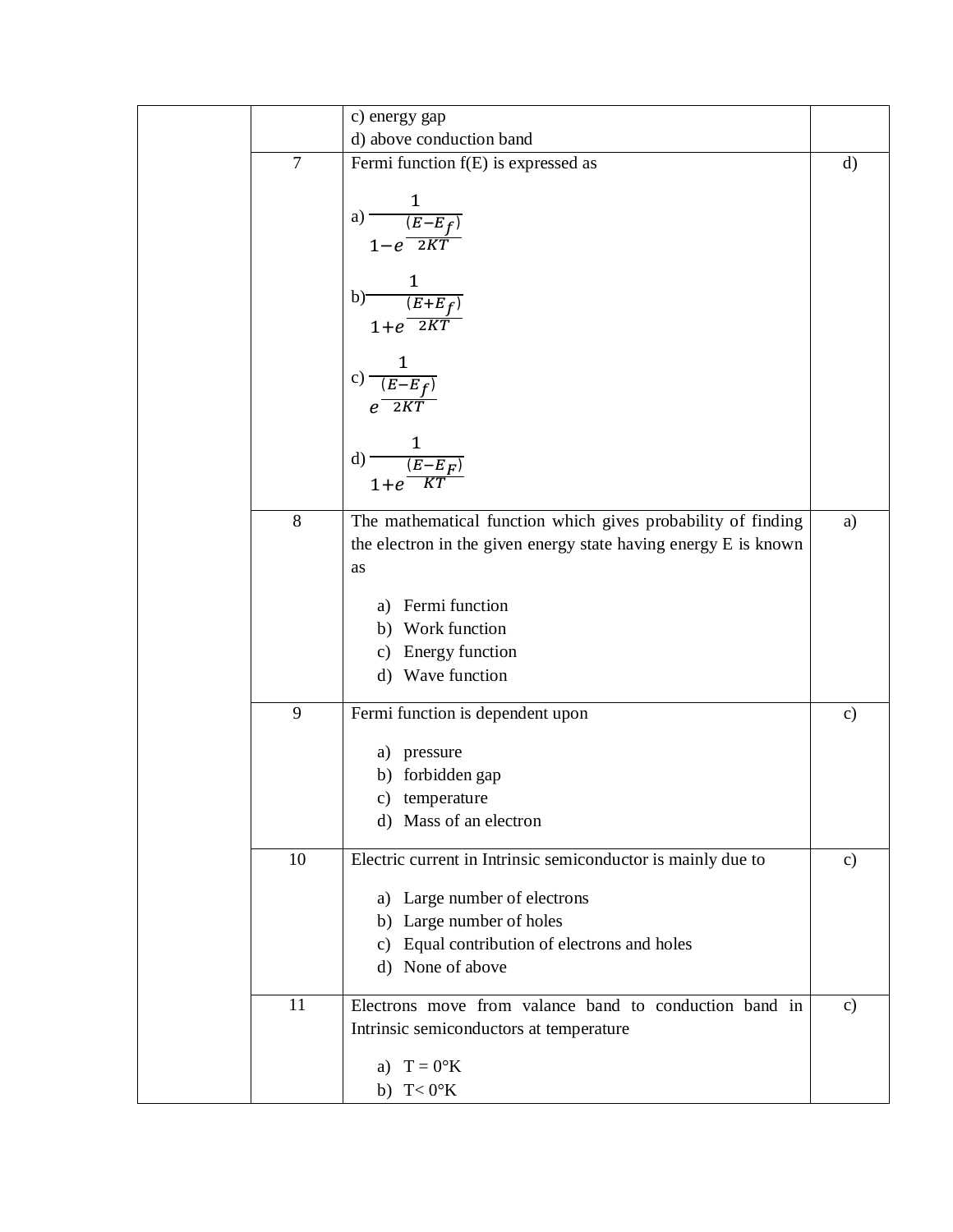| | | | |
|---|---|---|---|
| | | c) energy gap<br>d) above conduction band | |
| | 7 | Fermi function f(E) is expressed as<br><br>a) $\frac{1}{1-e^{\frac{(E-E_f)}{2KT}}}$<br><br>b) $\frac{1}{1+e^{\frac{(E+E_f)}{2KT}}}$<br><br>c) $\frac{1}{e^{\frac{(E-E_f)}{2KT}}}$<br><br>d) $\frac{1}{1+e^{\frac{(E-E_F)}{KT}}}$ | d) |
| | 8 | The mathematical function which gives probability of finding the electron in the given energy state having energy E is known as<br><br>a) Fermi function<br>b) Work function<br>c) Energy function<br>d) Wave function | a) |
| | 9 | Fermi function is dependent upon<br><br>a) pressure<br>b) forbidden gap<br>c) temperature<br>d) Mass of an electron | c) |
| | 10 | Electric current in Intrinsic semiconductor is mainly due to<br><br>a) Large number of electrons<br>b) Large number of holes<br>c) Equal contribution of electrons and holes<br>d) None of above | c) |
| | 11 | Electrons move from valance band to conduction band in Intrinsic semiconductors at temperature<br><br>a) T = 0°K<br>b) T< 0°K | c) |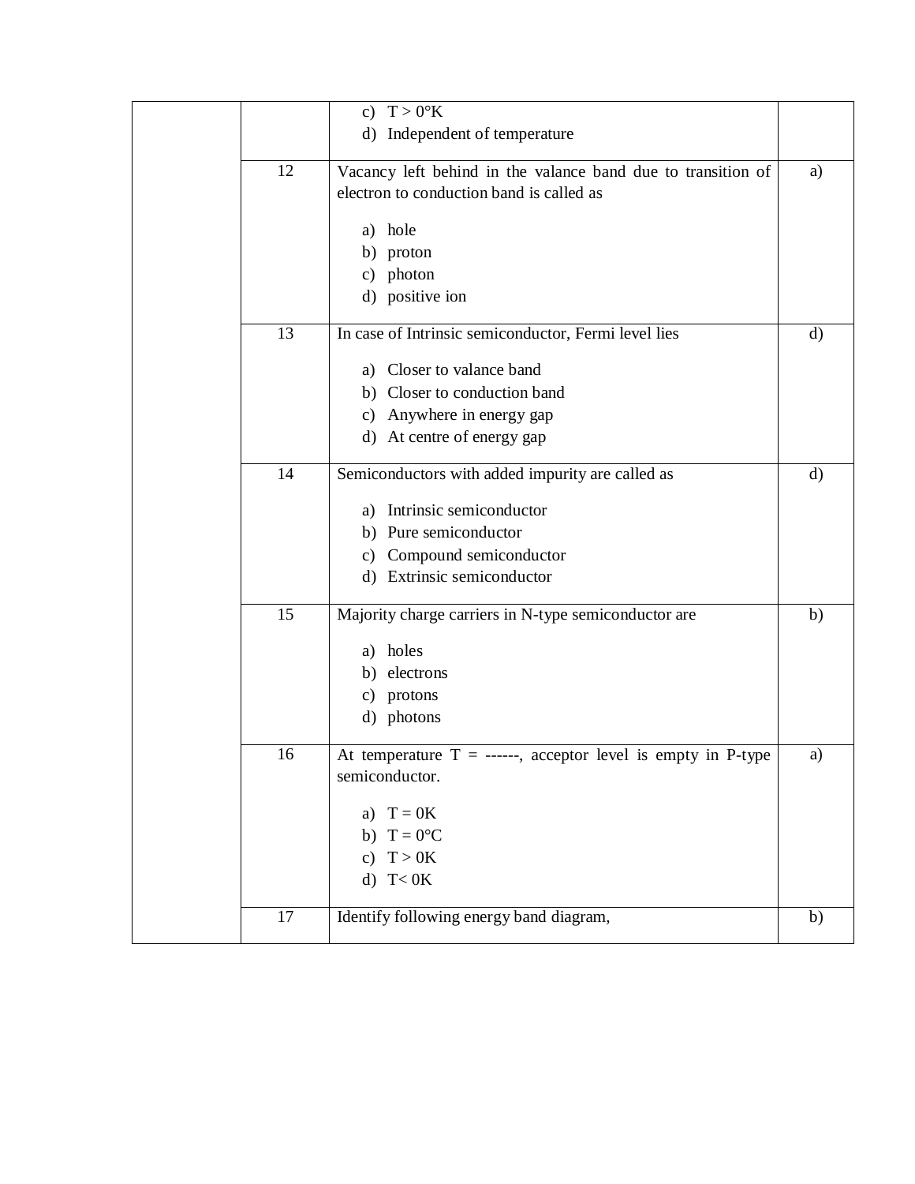| | | | |
|---|---|---|---|
| | | c) T > 0°K<br>d) Independent of temperature | |
| | 12 | Vacancy left behind in the valance band due to transition of electron to conduction band is called as<br><br>a) hole<br>b) proton<br>c) photon<br>d) positive ion | a) |
| | 13 | In case of Intrinsic semiconductor, Fermi level lies<br><br>a) Closer to valance band<br>b) Closer to conduction band<br>c) Anywhere in energy gap<br>d) At centre of energy gap | d) |
| | 14 | Semiconductors with added impurity are called as<br><br>a) Intrinsic semiconductor<br>b) Pure semiconductor<br>c) Compound semiconductor<br>d) Extrinsic semiconductor | d) |
| | 15 | Majority charge carriers in N-type semiconductor are<br><br>a) holes<br>b) electrons<br>c) protons<br>d) photons | b) |
| | 16 | At temperature T = ------, acceptor level is empty in P-type semiconductor.<br><br>a) T = 0K<br>b) T = 0°C<br>c) T > 0K<br>d) T< 0K | a) |
| | 17 | Identify following energy band diagram, | b) |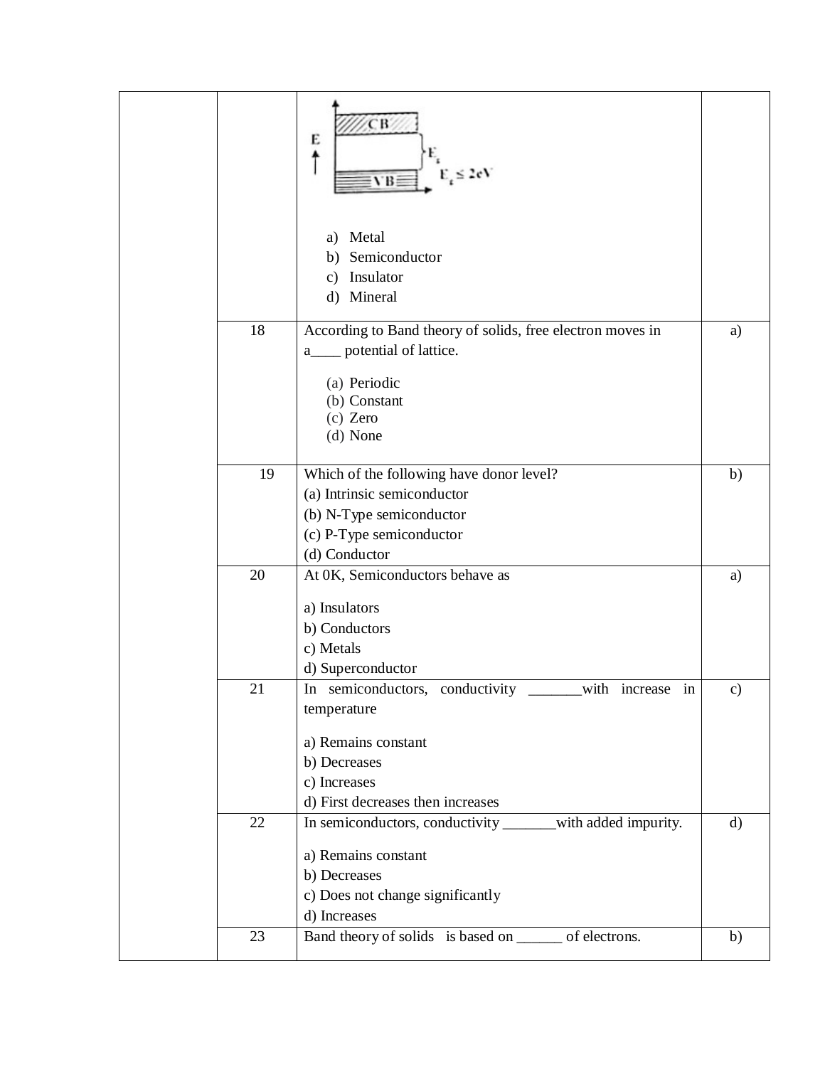| | | | |
|---|---|---|---|
| | | CB, VB, E, $E_g$, $E_g \leq 2eV$<br><br>a) Metal<br>b) Semiconductor<br>c) Insulator<br>d) Mineral | |
| | 18 | According to Band theory of solids, free electron moves in a____ potential of lattice.<br><br>(a) Periodic<br>(b) Constant<br>(c) Zero<br>(d) None | a) |
| | 19 | Which of the following have donor level?<br>(a) Intrinsic semiconductor<br>(b) N-Type semiconductor<br>(c) P-Type semiconductor<br>(d) Conductor | b) |
| | 20 | At 0K, Semiconductors behave as<br><br>a) Insulators<br>b) Conductors<br>c) Metals<br>d) Superconductor | a) |
| | 21 | In semiconductors, conductivity _______with increase in temperature<br><br>a) Remains constant<br>b) Decreases<br>c) Increases<br>d) First decreases then increases | c) |
| | 22 | In semiconductors, conductivity _______with added impurity.<br><br>a) Remains constant<br>b) Decreases<br>c) Does not change significantly<br>d) Increases | d) |
| | 23 | Band theory of solids is based on ______ of electrons. | b) |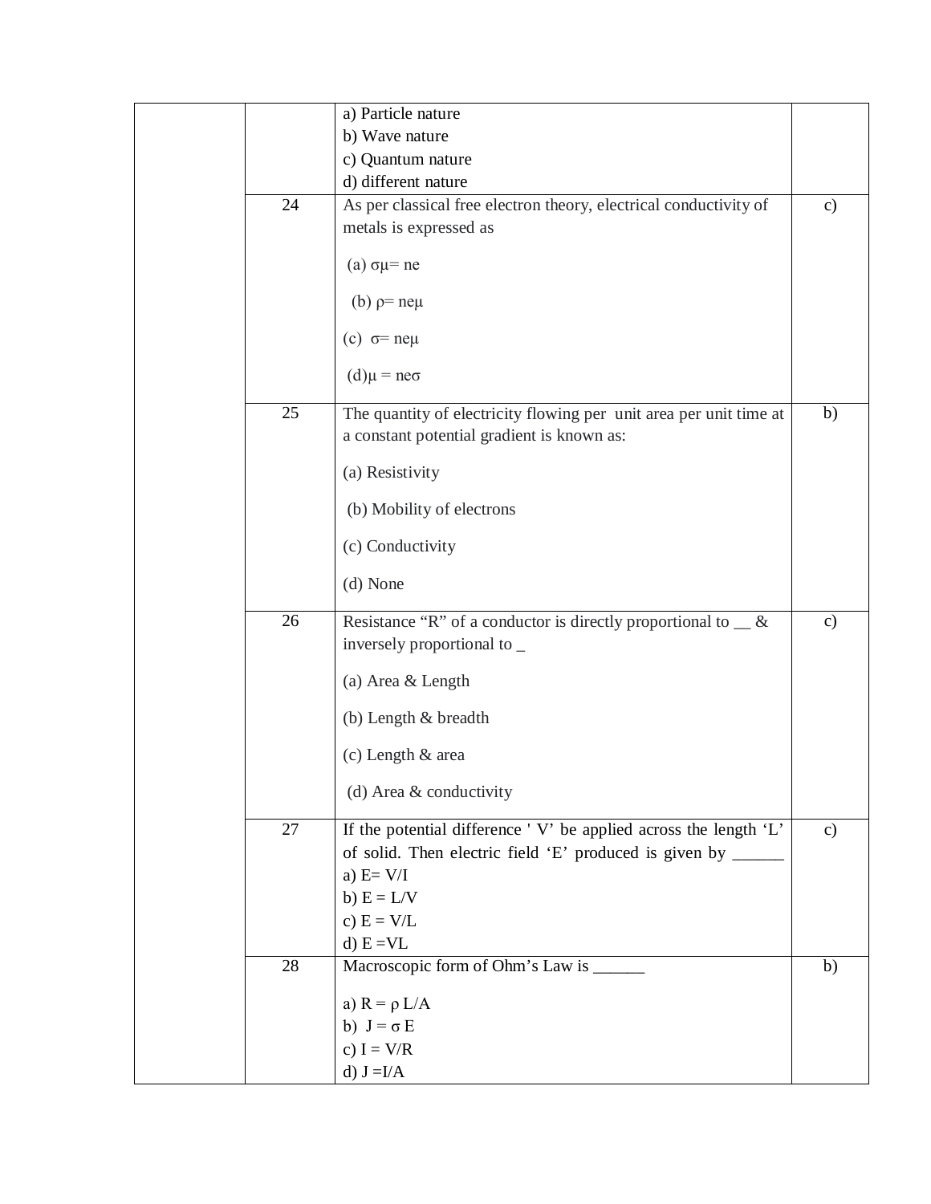|  |  |  |  |
|---|---|---|---|
|  |  | a) Particle nature<br>b) Wave nature<br>c) Quantum nature<br>d) different nature |  |
|  | 24 | As per classical free electron theory, electrical conductivity of metals is expressed as<br><br>(a) $\sigma\mu$= ne<br><br>(b) $\rho$= ne$\mu$<br><br>(c) $\sigma$= ne$\mu$<br><br>(d)$\mu$ = ne$\sigma$ | c) |
|  | 25 | The quantity of electricity flowing per unit area per unit time at a constant potential gradient is known as:<br><br>(a) Resistivity<br><br>(b) Mobility of electrons<br><br>(c) Conductivity<br><br>(d) None | b) |
|  | 26 | Resistance "R" of a conductor is directly proportional to __ & inversely proportional to _<br><br>(a) Area & Length<br><br>(b) Length & breadth<br><br>(c) Length & area<br><br>(d) Area & conductivity | c) |
|  | 27 | If the potential difference ' V' be applied across the length 'L' of solid. Then electric field 'E' produced is given by ______<br>a) E= V/I<br>b) E = L/V<br>c) E = V/L<br>d) E =VL | c) |
|  | 28 | Macroscopic form of Ohm's Law is ______<br><br>a) R = $\rho$ L/A<br>b) J = $\sigma$ E<br>c) I = V/R<br>d) J =I/A | b) |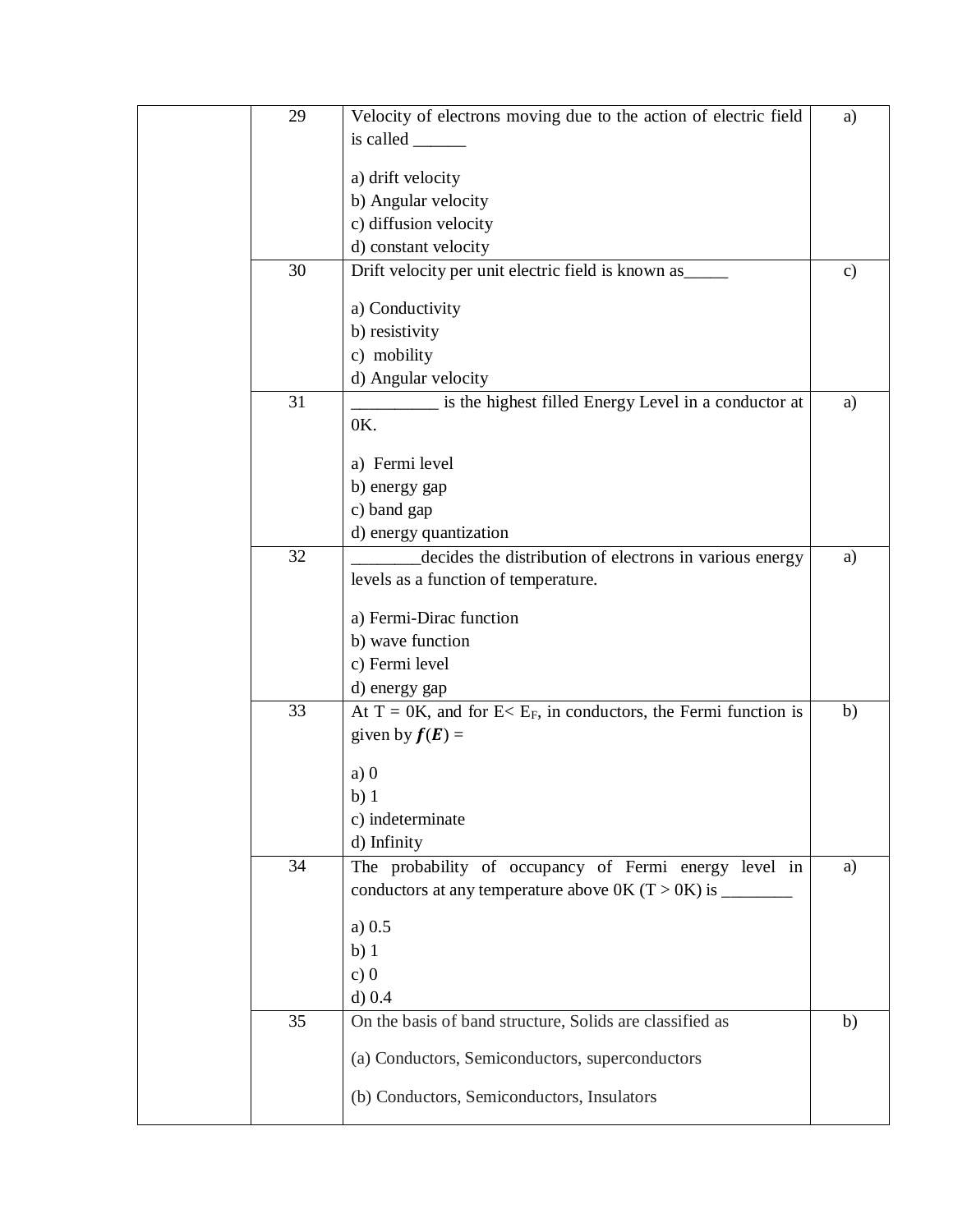| | | | |
|---|---|---|---|
| | 29 | Velocity of electrons moving due to the action of electric field is called ______<br><br>a) drift velocity<br>b) Angular velocity<br>c) diffusion velocity<br>d) constant velocity | a) |
| | 30 | Drift velocity per unit electric field is known as_____<br><br>a) Conductivity<br>b) resistivity<br>c) mobility<br>d) Angular velocity | c) |
| | 31 | __________ is the highest filled Energy Level in a conductor at 0K.<br><br>a) Fermi level<br>b) energy gap<br>c) band gap<br>d) energy quantization | a) |
| | 32 | ________decides the distribution of electrons in various energy levels as a function of temperature.<br><br>a) Fermi-Dirac function<br>b) wave function<br>c) Fermi level<br>d) energy gap | a) |
| | 33 | At T = 0K, and for $E < E_F$, in conductors, the Fermi function is given by $\boldsymbol{f}(\boldsymbol{E})$ =<br><br>a) 0<br>b) 1<br>c) indeterminate<br>d) Infinity | b) |
| | 34 | The probability of occupancy of Fermi energy level in conductors at any temperature above 0K (T > 0K) is ________<br><br>a) 0.5<br>b) 1<br>c) 0<br>d) 0.4 | a) |
| | 35 | On the basis of band structure, Solids are classified as<br><br>(a) Conductors, Semiconductors, superconductors<br><br>(b) Conductors, Semiconductors, Insulators | b) |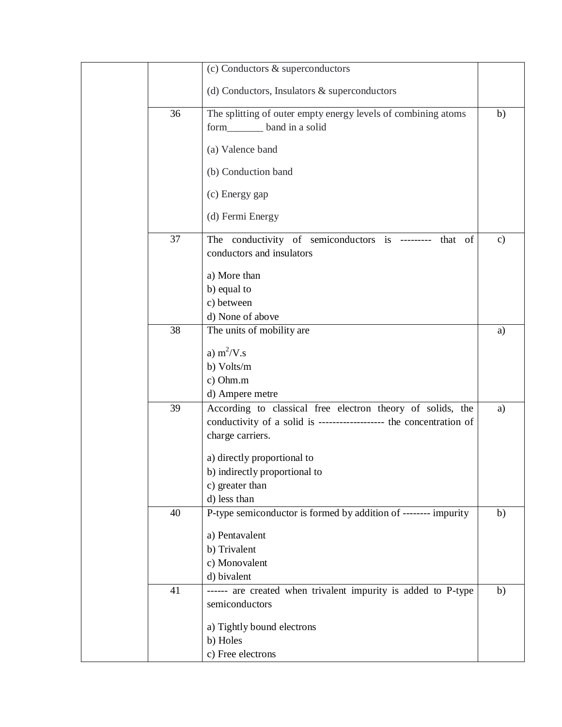| | | | |
|---|---|---|---|
| | | (c) Conductors & superconductors<br><br>(d) Conductors, Insulators & superconductors | |
| | 36 | The splitting of outer empty energy levels of combining atoms form_______ band in a solid<br><br>(a) Valence band<br><br>(b) Conduction band<br><br>(c) Energy gap<br><br>(d) Fermi Energy | b) |
| | 37 | The conductivity of semiconductors is --------- that of conductors and insulators<br><br>a) More than<br>b) equal to<br>c) between<br>d) None of above | c) |
| | 38 | The units of mobility are<br><br>a) $m^2$/V.s<br>b) Volts/m<br>c) Ohm.m<br>d) Ampere metre | a) |
| | 39 | According to classical free electron theory of solids, the conductivity of a solid is ------------------ the concentration of charge carriers.<br><br>a) directly proportional to<br>b) indirectly proportional to<br>c) greater than<br>d) less than | a) |
| | 40 | P-type semiconductor is formed by addition of -------- impurity<br><br>a) Pentavalent<br>b) Trivalent<br>c) Monovalent<br>d) bivalent | b) |
| | 41 | ------ are created when trivalent impurity is added to P-type semiconductors<br><br>a) Tightly bound electrons<br>b) Holes<br>c) Free electrons | b) |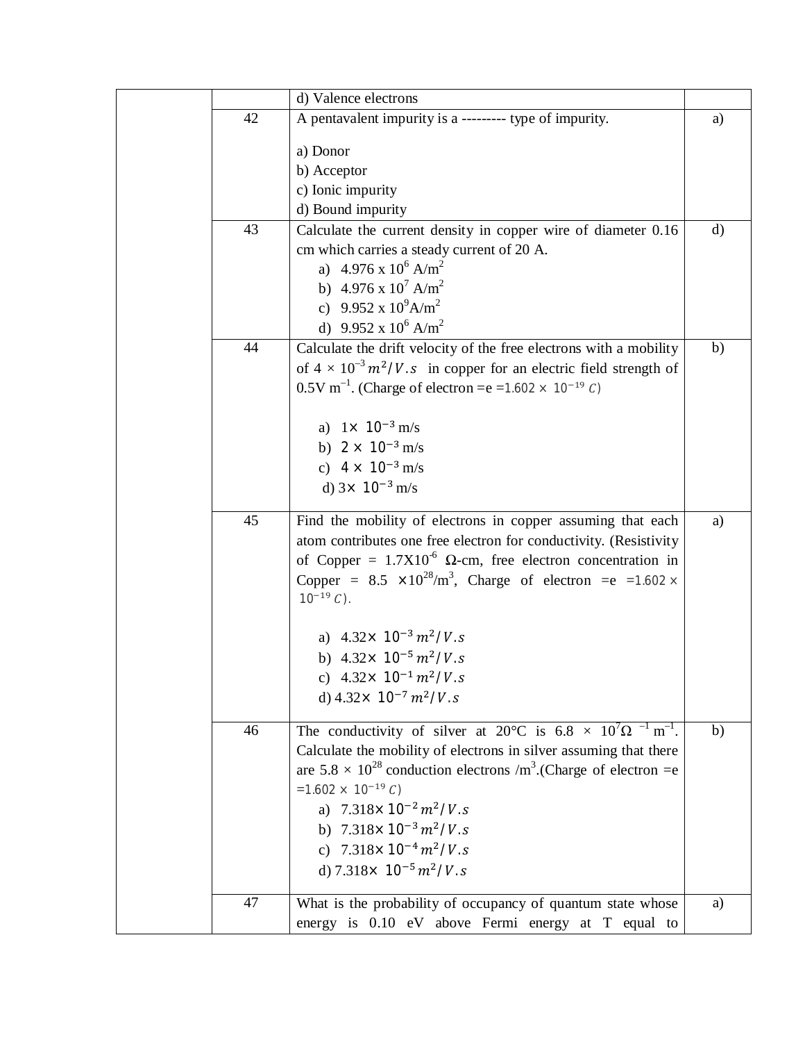| | | | |
|---|---|---|---|
| | | d) Valence electrons | |
| | 42 | A pentavalent impurity is a --------- type of impurity.<br><br>a) Donor<br>b) Acceptor<br>c) Ionic impurity<br>d) Bound impurity | a) |
| | 43 | Calculate the current density in copper wire of diameter 0.16 cm which carries a steady current of 20 A.<br>a) $4.976 \times 10^6$ A/m$^2$<br>b) $4.976 \times 10^7$ A/m$^2$<br>c) $9.952 \times 10^9$ A/m$^2$<br>d) $9.952 \times 10^6$ A/m$^2$ | d) |
| | 44 | Calculate the drift velocity of the free electrons with a mobility of $4 \times 10^{-3}\, m^2/V.s$ in copper for an electric field strength of 0.5V m$^{-1}$. (Charge of electron =e $=1.602 \times 10^{-19}\, C$)<br><br>a) $1\times 10^{-3}$ m/s<br>b) $2 \times 10^{-3}$ m/s<br>c) $4 \times 10^{-3}$ m/s<br>d) $3\times 10^{-3}$ m/s | b) |
| | 45 | Find the mobility of electrons in copper assuming that each atom contributes one free electron for conductivity. (Resistivity of Copper = $1.7\text{X}10^{-6}$ Ω-cm, free electron concentration in Copper = $8.5 \times 10^{28}$/m$^3$, Charge of electron =e $=1.602 \times 10^{-19}\, C$).<br><br>a) $4.32\times 10^{-3}\, m^2/V.s$<br>b) $4.32\times 10^{-5}\, m^2/V.s$<br>c) $4.32\times 10^{-1}\, m^2/V.s$<br>d) $4.32\times 10^{-7}\, m^2/V.s$ | a) |
| | 46 | The conductivity of silver at 20°C is $6.8 \times 10^7 \Omega^{-1}$ m$^{-1}$. Calculate the mobility of electrons in silver assuming that there are $5.8 \times 10^{28}$ conduction electrons /m$^3$.(Charge of electron =e $=1.602 \times 10^{-19}\, C$)<br>a) $7.318\times 10^{-2}\, m^2/V.s$<br>b) $7.318\times 10^{-3}\, m^2/V.s$<br>c) $7.318\times 10^{-4}\, m^2/V.s$<br>d) $7.318\times 10^{-5}\, m^2/V.s$ | b) |
| | 47 | What is the probability of occupancy of quantum state whose energy is 0.10 eV above Fermi energy at T equal to | a) |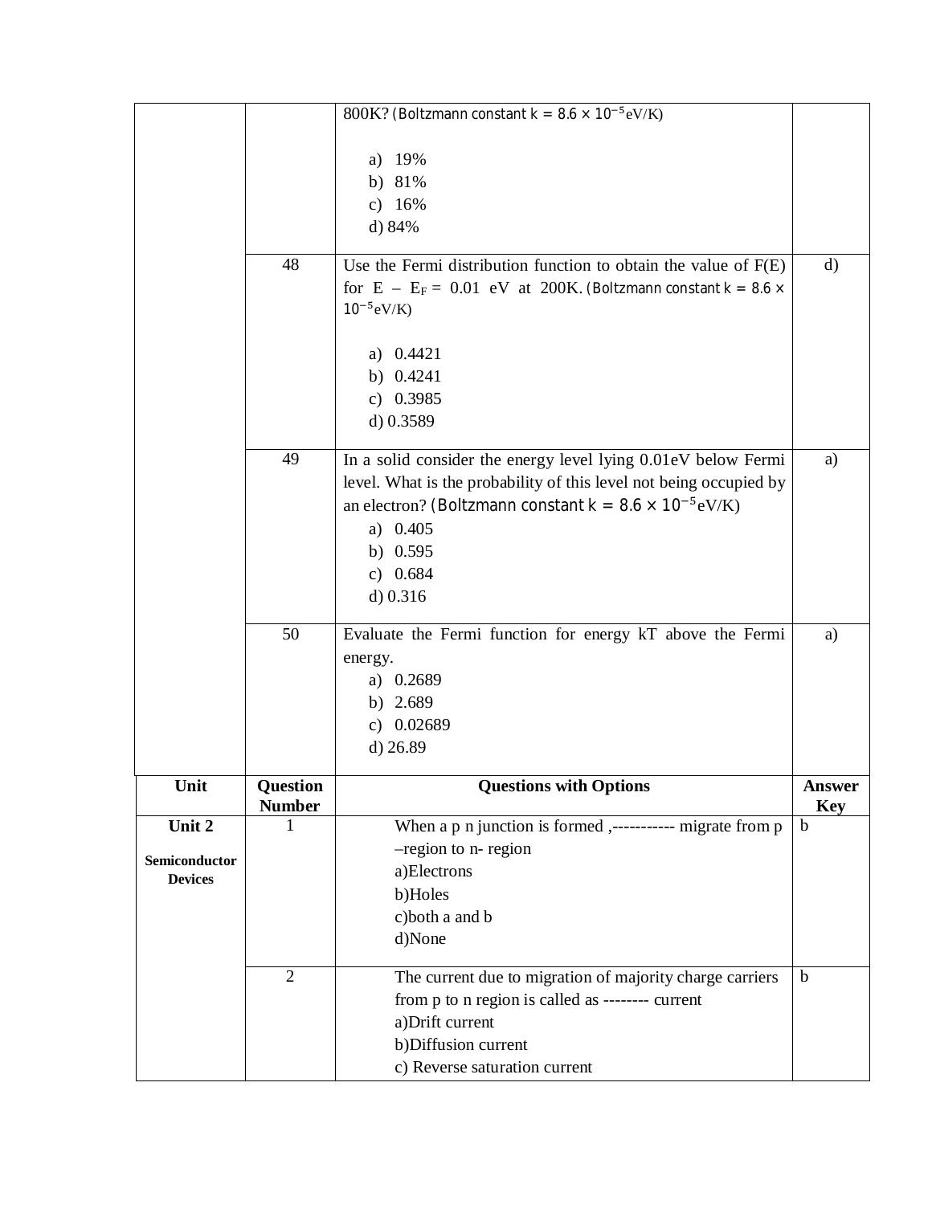| | | 800K? (Boltzmann constant $k = 8.6 \times 10^{-5}$ eV/K)<br><br>a) 19%<br>b) 81%<br>c) 16%<br>d) 84% | |
|---|---|---|---|
| | 48 | Use the Fermi distribution function to obtain the value of F(E) for $E - E_F = 0.01$ eV at 200K. (Boltzmann constant $k = 8.6 \times 10^{-5}$ eV/K)<br><br>a) 0.4421<br>b) 0.4241<br>c) 0.3985<br>d) 0.3589 | d) |
| | 49 | In a solid consider the energy level lying 0.01eV below Fermi level. What is the probability of this level not being occupied by an electron? (Boltzmann constant $k = 8.6 \times 10^{-5}$ eV/K)<br>a) 0.405<br>b) 0.595<br>c) 0.684<br>d) 0.316 | a) |
| | 50 | Evaluate the Fermi function for energy kT above the Fermi energy.<br>a) 0.2689<br>b) 2.689<br>c) 0.02689<br>d) 26.89 | a) |

| Unit | Question Number | Questions with Options | Answer Key |
|---|---|---|---|
| **Unit 2**<br><br>**Semiconductor Devices** | 1 | When a p n junction is formed ,----------- migrate from p –region to n- region<br>a)Electrons<br>b)Holes<br>c)both a and b<br>d)None | b |
| | 2 | The current due to migration of majority charge carriers from p to n region is called as -------- current<br>a)Drift current<br>b)Diffusion current<br>c) Reverse saturation current | b |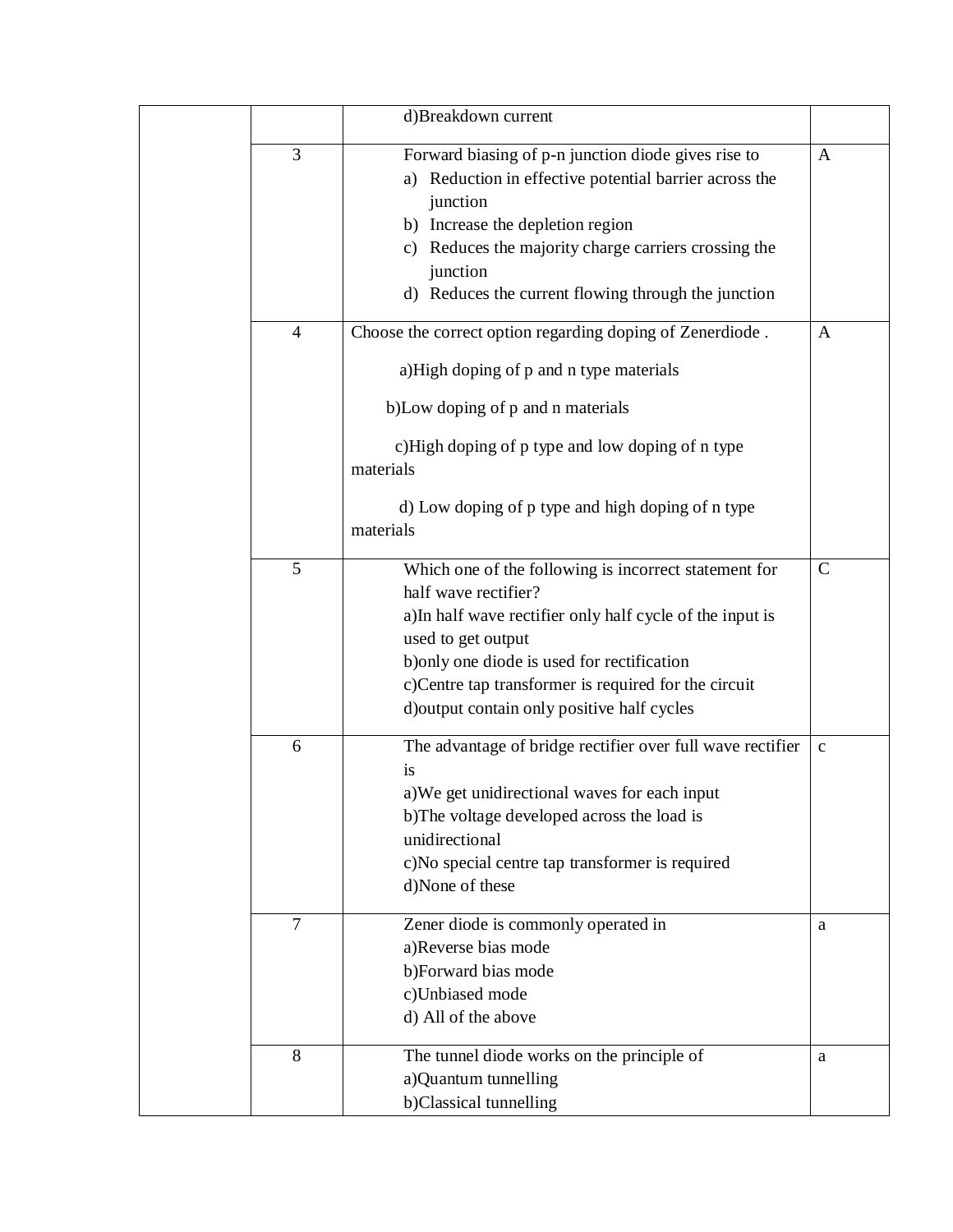|  |  |  |  |
|---|---|---|---|
|  |  | d)Breakdown current |  |
|  | 3 | Forward biasing of p-n junction diode gives rise to<br>a) Reduction in effective potential barrier across the junction<br>b) Increase the depletion region<br>c) Reduces the majority charge carriers crossing the junction<br>d) Reduces the current flowing through the junction | A |
|  | 4 | Choose the correct option regarding doping of Zenerdiode .<br>a)High doping of p and n type materials<br>b)Low doping of p and n materials<br>c)High doping of p type and low doping of n type materials<br>d) Low doping of p type and high doping of n type materials | A |
|  | 5 | Which one of the following is incorrect statement for half wave rectifier?<br>a)In half wave rectifier only half cycle of the input is used to get output<br>b)only one diode is used for rectification<br>c)Centre tap transformer is required for the circuit<br>d)output contain only positive half cycles | C |
|  | 6 | The advantage of bridge rectifier over full wave rectifier is<br>a)We get unidirectional waves for each input<br>b)The voltage developed across the load is unidirectional<br>c)No special centre tap transformer is required<br>d)None of these | c |
|  | 7 | Zener diode is commonly operated in<br>a)Reverse bias mode<br>b)Forward bias mode<br>c)Unbiased mode<br>d) All of the above | a |
|  | 8 | The tunnel diode works on the principle of<br>a)Quantum tunnelling<br>b)Classical tunnelling | a |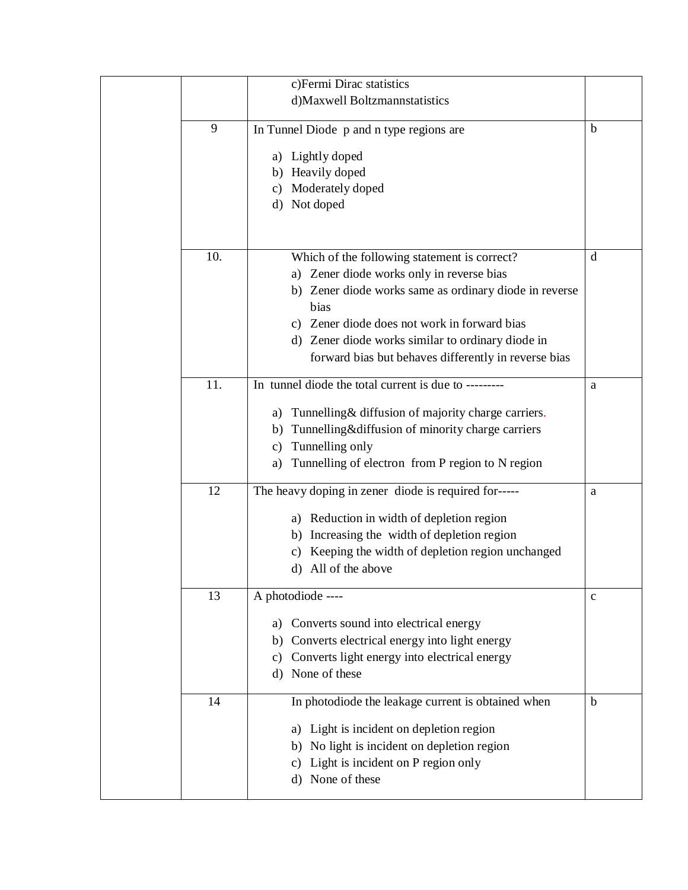| | | | |
|---|---|---|---|
| | | c)Fermi Dirac statistics<br>d)Maxwell Boltzmannstatistics | |
| | 9 | In Tunnel Diode p and n type regions are<br>a) Lightly doped<br>b) Heavily doped<br>c) Moderately doped<br>d) Not doped | b |
| | 10. | Which of the following statement is correct?<br>a) Zener diode works only in reverse bias<br>b) Zener diode works same as ordinary diode in reverse bias<br>c) Zener diode does not work in forward bias<br>d) Zener diode works similar to ordinary diode in forward bias but behaves differently in reverse bias | d |
| | 11. | In tunnel diode the total current is due to ---------<br>a) Tunnelling& diffusion of majority charge carriers.<br>b) Tunnelling&diffusion of minority charge carriers<br>c) Tunnelling only<br>a) Tunnelling of electron from P region to N region | a |
| | 12 | The heavy doping in zener diode is required for-----<br>a) Reduction in width of depletion region<br>b) Increasing the width of depletion region<br>c) Keeping the width of depletion region unchanged<br>d) All of the above | a |
| | 13 | A photodiode ----<br>a) Converts sound into electrical energy<br>b) Converts electrical energy into light energy<br>c) Converts light energy into electrical energy<br>d) None of these | c |
| | 14 | In photodiode the leakage current is obtained when<br>a) Light is incident on depletion region<br>b) No light is incident on depletion region<br>c) Light is incident on P region only<br>d) None of these | b |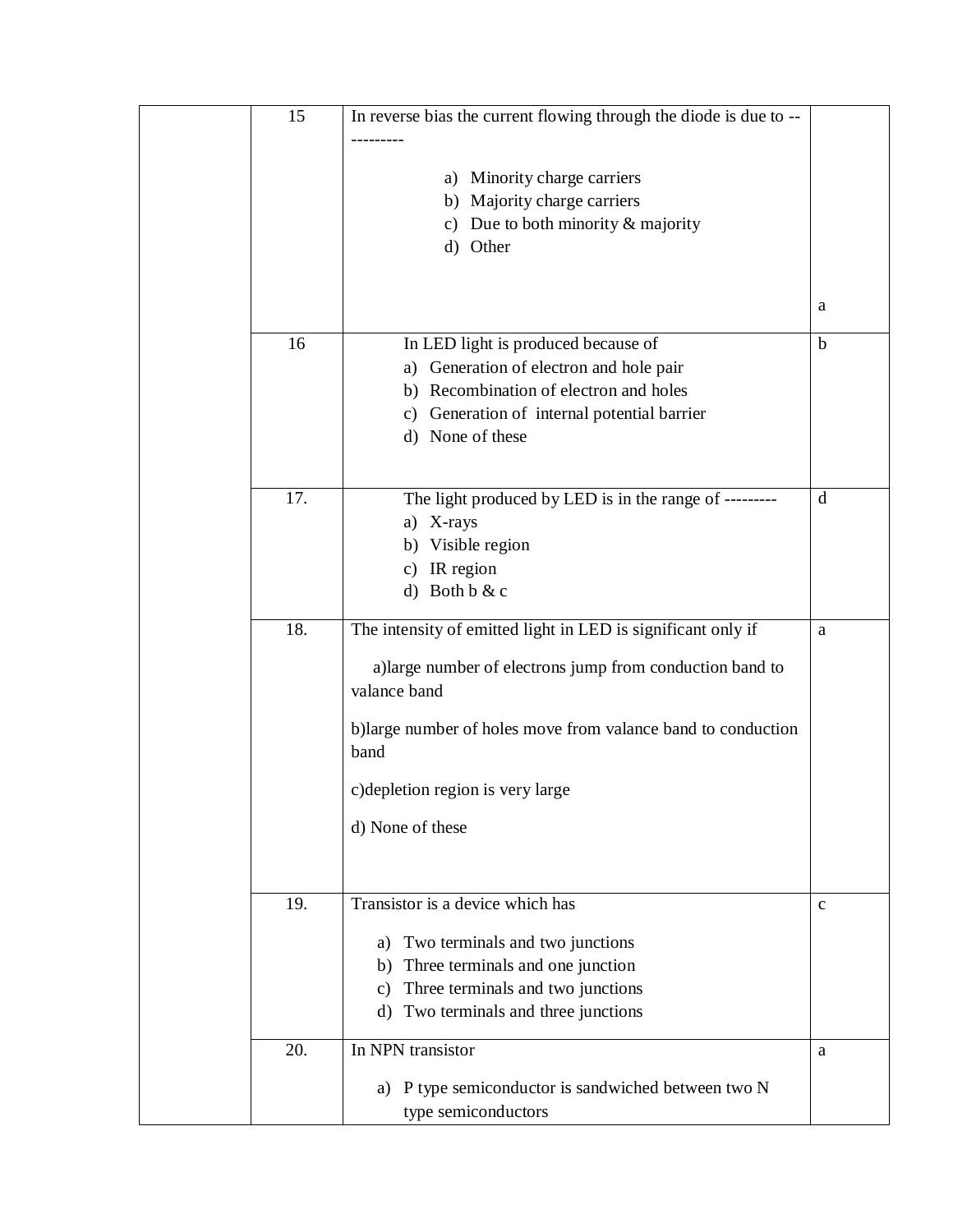|  | 15 | In reverse bias the current flowing through the diode is due to ----------<br><br>a) Minority charge carriers<br>b) Majority charge carriers<br>c) Due to both minority & majority<br>d) Other | a |
|---|---|---|---|
|  | 16 | In LED light is produced because of<br>a) Generation of electron and hole pair<br>b) Recombination of electron and holes<br>c) Generation of internal potential barrier<br>d) None of these | b |
|  | 17. | The light produced by LED is in the range of ---------<br>a) X-rays<br>b) Visible region<br>c) IR region<br>d) Both b & c | d |
|  | 18. | The intensity of emitted light in LED is significant only if<br><br>a)large number of electrons jump from conduction band to valance band<br><br>b)large number of holes move from valance band to conduction band<br><br>c)depletion region is very large<br><br>d) None of these | a |
|  | 19. | Transistor is a device which has<br><br>a) Two terminals and two junctions<br>b) Three terminals and one junction<br>c) Three terminals and two junctions<br>d) Two terminals and three junctions | c |
|  | 20. | In NPN transistor<br><br>a) P type semiconductor is sandwiched between two N type semiconductors | a |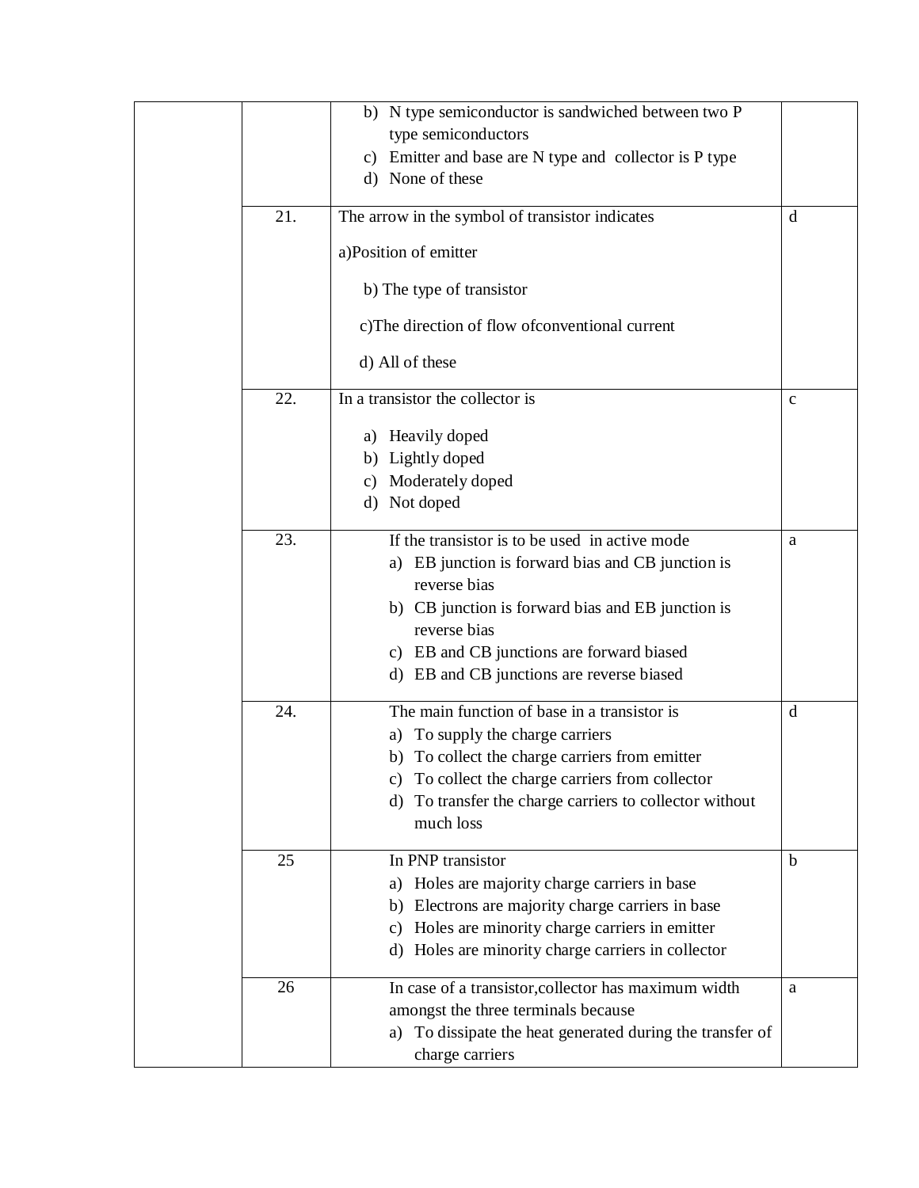|  |  |  |  |
| --- | --- | --- | --- |
|  |  | b) N type semiconductor is sandwiched between two P type semiconductors<br>c) Emitter and base are N type and collector is P type<br>d) None of these |  |
|  | 21. | The arrow in the symbol of transistor indicates<br><br>a)Position of emitter<br><br>b) The type of transistor<br><br>c)The direction of flow ofconventional current<br><br>d) All of these | d |
|  | 22. | In a transistor the collector is<br><br>a) Heavily doped<br>b) Lightly doped<br>c) Moderately doped<br>d) Not doped | c |
|  | 23. | If the transistor is to be used in active mode<br>a) EB junction is forward bias and CB junction is reverse bias<br>b) CB junction is forward bias and EB junction is reverse bias<br>c) EB and CB junctions are forward biased<br>d) EB and CB junctions are reverse biased | a |
|  | 24. | The main function of base in a transistor is<br>a) To supply the charge carriers<br>b) To collect the charge carriers from emitter<br>c) To collect the charge carriers from collector<br>d) To transfer the charge carriers to collector without much loss | d |
|  | 25 | In PNP transistor<br>a) Holes are majority charge carriers in base<br>b) Electrons are majority charge carriers in base<br>c) Holes are minority charge carriers in emitter<br>d) Holes are minority charge carriers in collector | b |
|  | 26 | In case of a transistor,collector has maximum width amongst the three terminals because<br>a) To dissipate the heat generated during the transfer of charge carriers | a |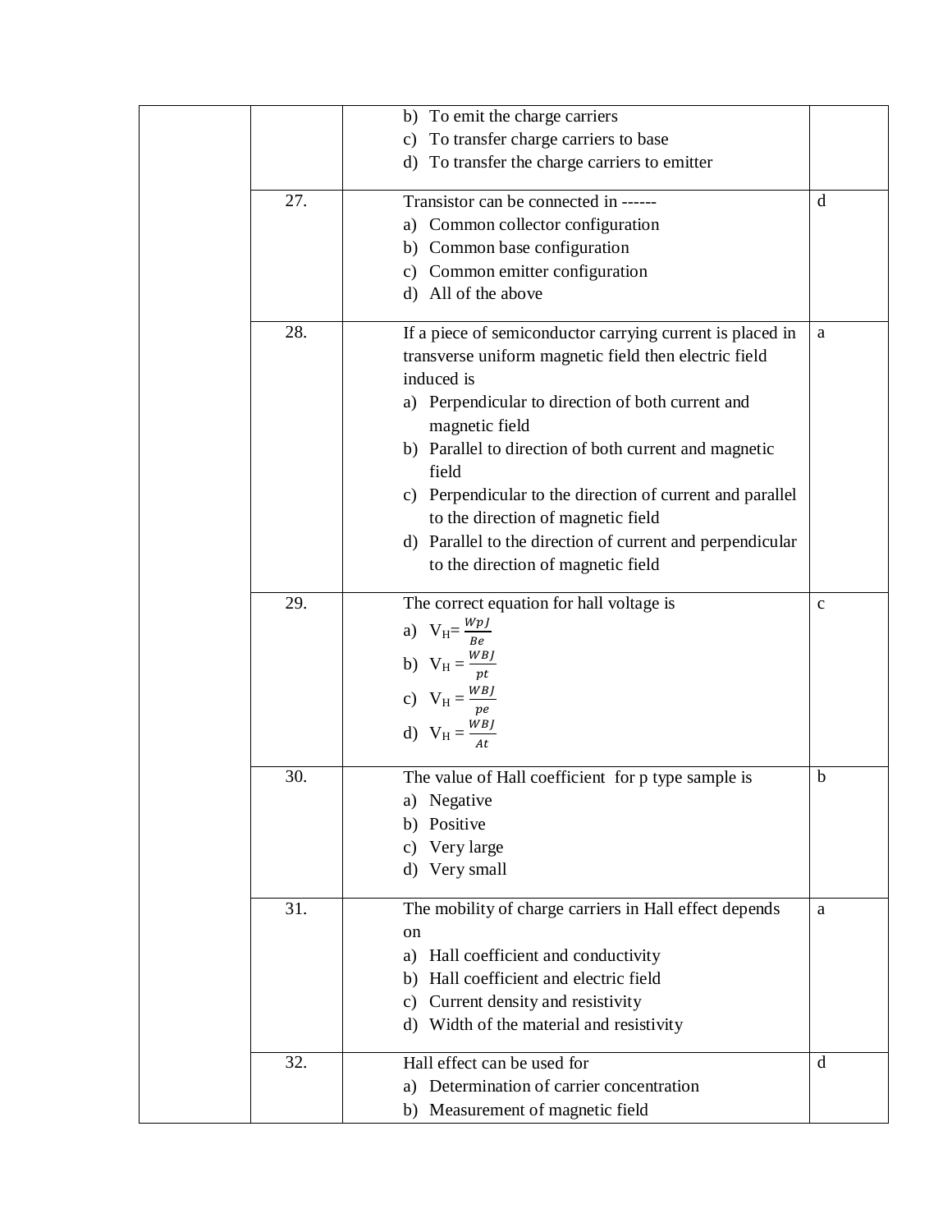| | | | |
|---|---|---|---|
| | | b) To emit the charge carriers<br>c) To transfer charge carriers to base<br>d) To transfer the charge carriers to emitter | |
| | 27. | Transistor can be connected in ------<br>a) Common collector configuration<br>b) Common base configuration<br>c) Common emitter configuration<br>d) All of the above | d |
| | 28. | If a piece of semiconductor carrying current is placed in transverse uniform magnetic field then electric field induced is<br>a) Perpendicular to direction of both current and magnetic field<br>b) Parallel to direction of both current and magnetic field<br>c) Perpendicular to the direction of current and parallel to the direction of magnetic field<br>d) Parallel to the direction of current and perpendicular to the direction of magnetic field | a |
| | 29. | The correct equation for hall voltage is<br>a) $V_H = \frac{WpJ}{Be}$<br>b) $V_H = \frac{WBJ}{pt}$<br>c) $V_H = \frac{WBJ}{pe}$<br>d) $V_H = \frac{WBJ}{At}$ | c |
| | 30. | The value of Hall coefficient for p type sample is<br>a) Negative<br>b) Positive<br>c) Very large<br>d) Very small | b |
| | 31. | The mobility of charge carriers in Hall effect depends on<br>a) Hall coefficient and conductivity<br>b) Hall coefficient and electric field<br>c) Current density and resistivity<br>d) Width of the material and resistivity | a |
| | 32. | Hall effect can be used for<br>a) Determination of carrier concentration<br>b) Measurement of magnetic field | d |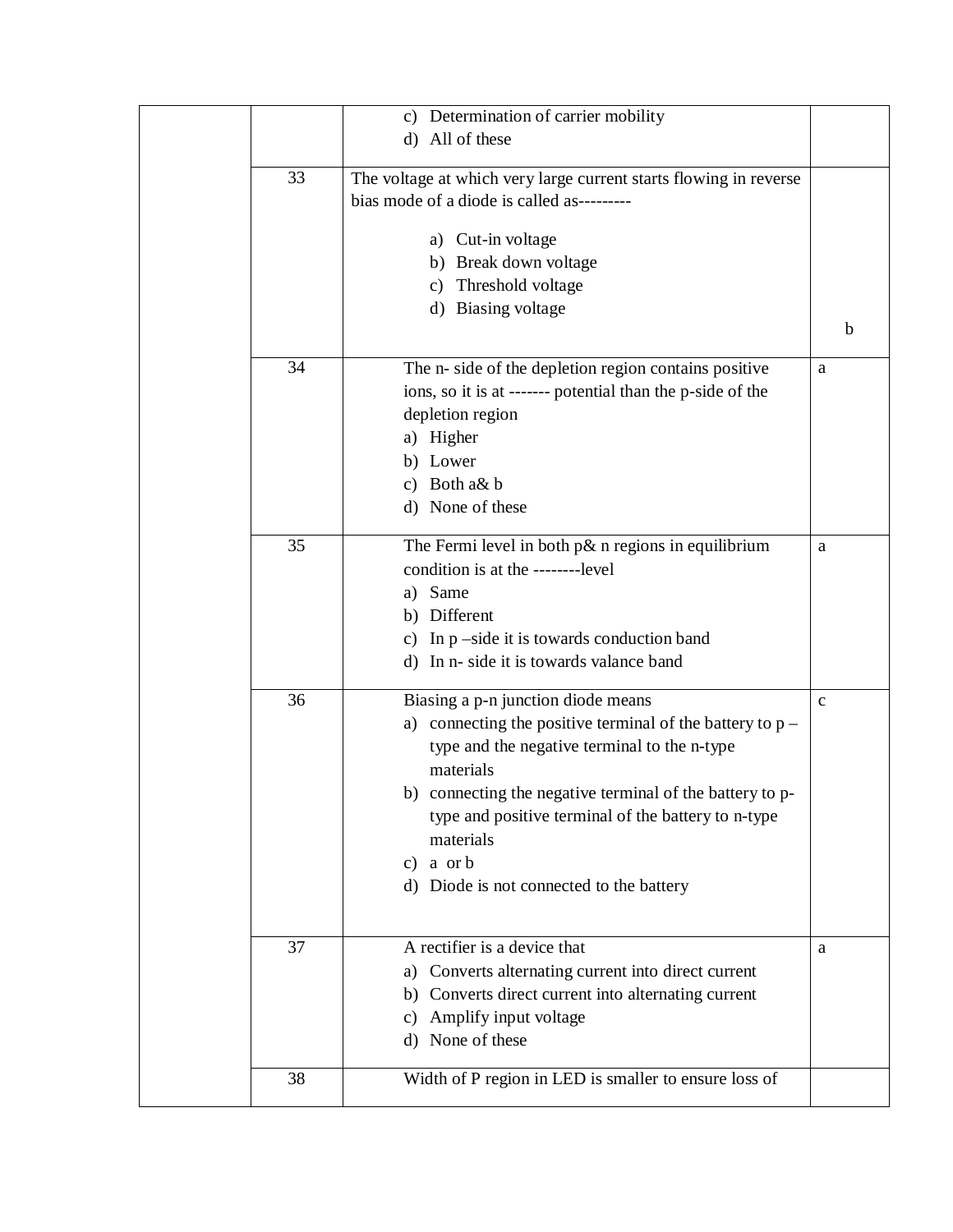| | | | |
|---|---|---|---|
| | | c) Determination of carrier mobility<br>d) All of these | |
| | 33 | The voltage at which very large current starts flowing in reverse bias mode of a diode is called as---------<br>a) Cut-in voltage<br>b) Break down voltage<br>c) Threshold voltage<br>d) Biasing voltage | b |
| | 34 | The n- side of the depletion region contains positive ions, so it is at ------- potential than the p-side of the depletion region<br>a) Higher<br>b) Lower<br>c) Both a& b<br>d) None of these | a |
| | 35 | The Fermi level in both p& n regions in equilibrium condition is at the --------level<br>a) Same<br>b) Different<br>c) In p –side it is towards conduction band<br>d) In n- side it is towards valance band | a |
| | 36 | Biasing a p-n junction diode means<br>a) connecting the positive terminal of the battery to p –type and the negative terminal to the n-type materials<br>b) connecting the negative terminal of the battery to p-type and positive terminal of the battery to n-type materials<br>c) a or b<br>d) Diode is not connected to the battery | c |
| | 37 | A rectifier is a device that<br>a) Converts alternating current into direct current<br>b) Converts direct current into alternating current<br>c) Amplify input voltage<br>d) None of these | a |
| | 38 | Width of P region in LED is smaller to ensure loss of | |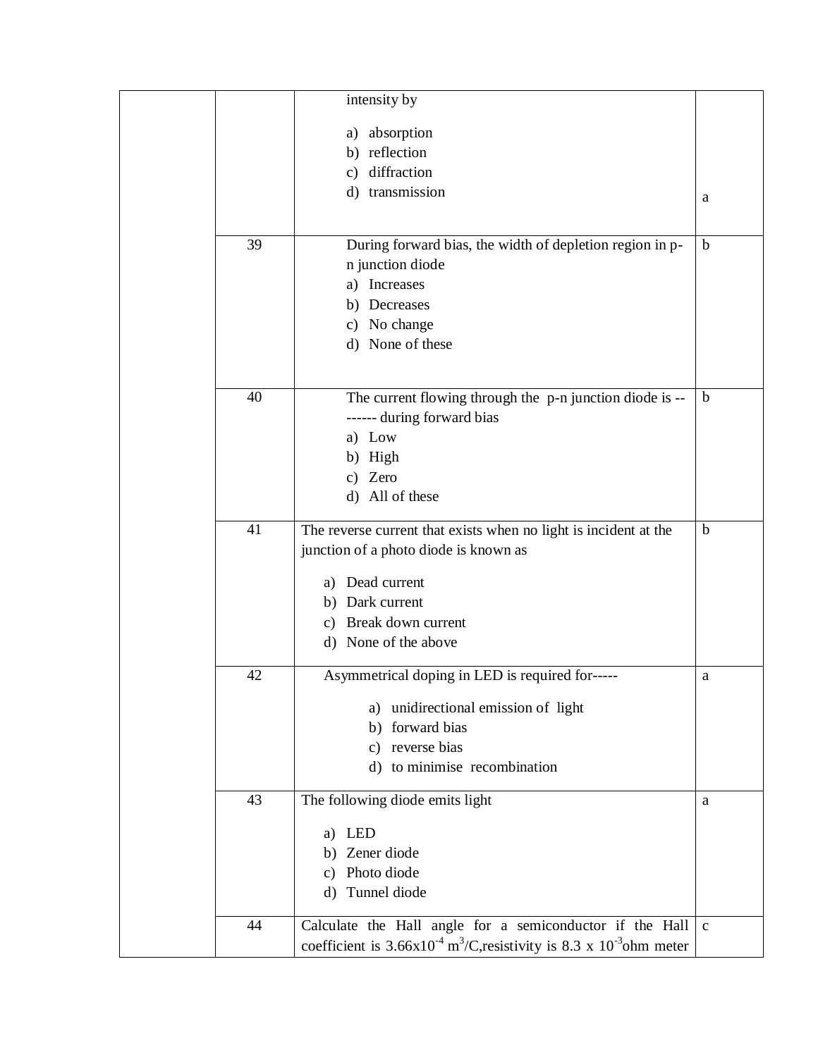| | | | |
|---|---|---|---|
| | | intensity by<br><br>a) absorption<br>b) reflection<br>c) diffraction<br>d) transmission | a |
| | 39 | During forward bias, the width of depletion region in p-n junction diode<br>a) Increases<br>b) Decreases<br>c) No change<br>d) None of these | b |
| | 40 | The current flowing through the p-n junction diode is -------- during forward bias<br>a) Low<br>b) High<br>c) Zero<br>d) All of these | b |
| | 41 | The reverse current that exists when no light is incident at the junction of a photo diode is known as<br><br>a) Dead current<br>b) Dark current<br>c) Break down current<br>d) None of the above | b |
| | 42 | Asymmetrical doping in LED is required for-----<br><br>a) unidirectional emission of light<br>b) forward bias<br>c) reverse bias<br>d) to minimise recombination | a |
| | 43 | The following diode emits light<br><br>a) LED<br>b) Zener diode<br>c) Photo diode<br>d) Tunnel diode | a |
| | 44 | Calculate the Hall angle for a semiconductor if the Hall coefficient is $3.66 \times 10^{-4}$ $m^3/C$,resistivity is $8.3 \times 10^{-3}$ohm meter | c |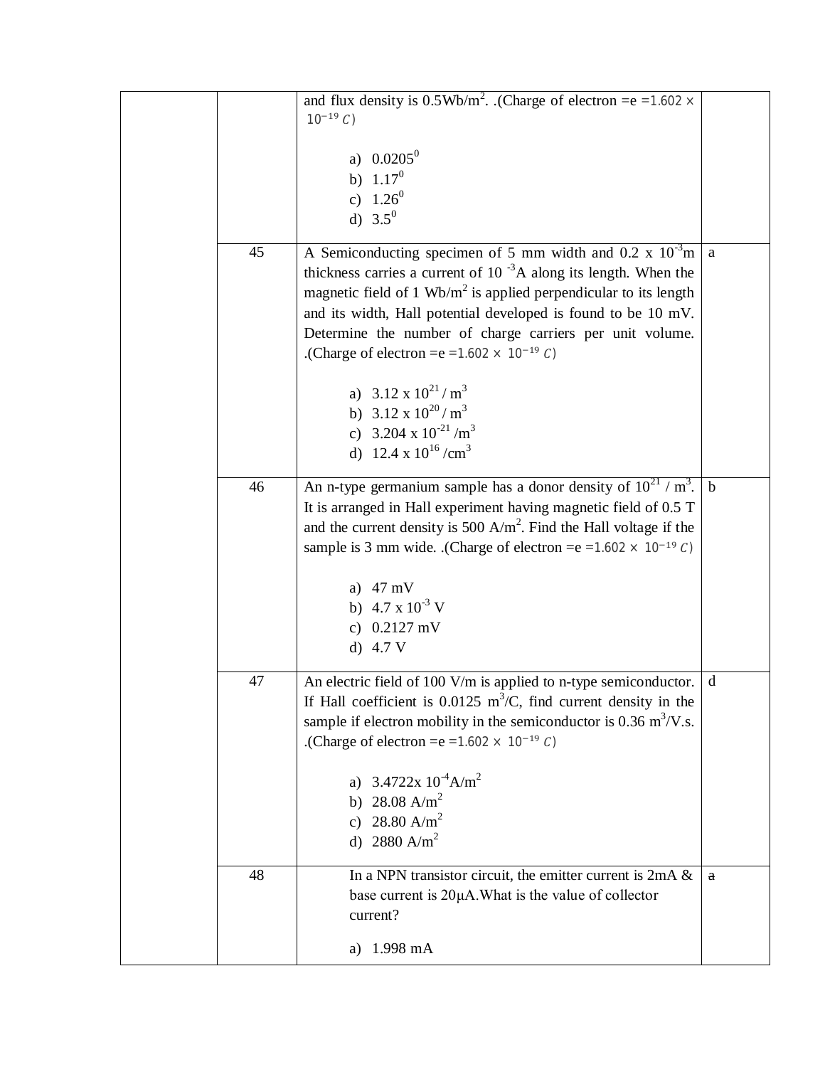| | | | |
|---|---|---|---|
| | | and flux density is 0.5Wb/m$^2$. .(Charge of electron =e =$1.602 \times 10^{-19}\ C$)<br><br>a) $0.0205^0$<br>b) $1.17^0$<br>c) $1.26^0$<br>d) $3.5^0$ | |
| | 45 | A Semiconducting specimen of 5 mm width and 0.2 x $10^{-3}$m thickness carries a current of 10 $^{-3}$A along its length. When the magnetic field of 1 Wb/m$^2$ is applied perpendicular to its length and its width, Hall potential developed is found to be 10 mV. Determine the number of charge carriers per unit volume. .(Charge of electron =e =$1.602 \times 10^{-19}\ C$)<br><br>a) 3.12 x $10^{21}$ / m$^3$<br>b) 3.12 x $10^{20}$ / m$^3$<br>c) 3.204 x $10^{-21}$ /m$^3$<br>d) 12.4 x $10^{16}$ /cm$^3$ | a |
| | 46 | An n-type germanium sample has a donor density of $10^{21}$ / m$^3$. It is arranged in Hall experiment having magnetic field of 0.5 T and the current density is 500 A/m$^2$. Find the Hall voltage if the sample is 3 mm wide. .(Charge of electron =e =$1.602 \times 10^{-19}\ C$)<br><br>a) 47 mV<br>b) 4.7 x $10^{-3}$ V<br>c) 0.2127 mV<br>d) 4.7 V | b |
| | 47 | An electric field of 100 V/m is applied to n-type semiconductor. If Hall coefficient is 0.0125 m$^3$/C, find current density in the sample if electron mobility in the semiconductor is 0.36 m$^3$/V.s. .(Charge of electron =e =$1.602 \times 10^{-19}\ C$)<br><br>a) 3.4722x $10^{-4}$A/m$^2$<br>b) 28.08 A/m$^2$<br>c) 28.80 A/m$^2$<br>d) 2880 A/m$^2$ | d |
| | 48 | In a NPN transistor circuit, the emitter current is 2mA & base current is 20μA.What is the value of collector current?<br><br>a) 1.998 mA | a |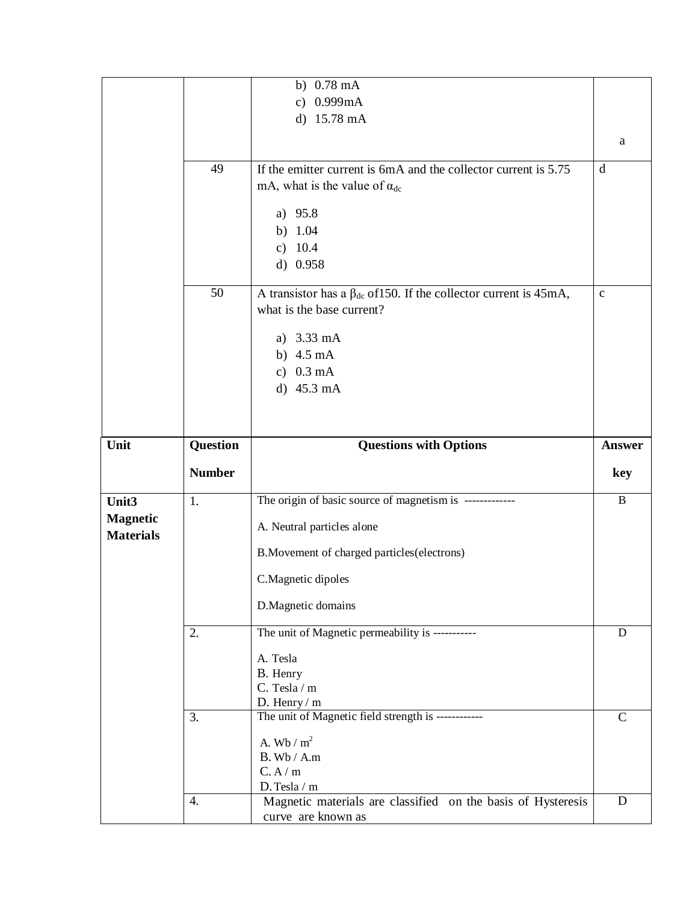| | | | |
|---|---|---|---|
| | | b) 0.78 mA<br>c) 0.999mA<br>d) 15.78 mA | a |
| | 49 | If the emitter current is 6mA and the collector current is 5.75 mA, what is the value of $\alpha_{dc}$<br><br>a) 95.8<br>b) 1.04<br>c) 10.4<br>d) 0.958 | d |
| | 50 | A transistor has a $\beta_{dc}$ of150. If the collector current is 45mA, what is the base current?<br><br>a) 3.33 mA<br>b) 4.5 mA<br>c) 0.3 mA<br>d) 45.3 mA | c |

| Unit | Question Number | Questions with Options | Answer key |
|---|---|---|---|
| **Unit3 Magnetic Materials** | 1. | The origin of basic source of magnetism is -------------<br><br>A. Neutral particles alone<br><br>B.Movement of charged particles(electrons)<br><br>C.Magnetic dipoles<br><br>D.Magnetic domains | B |
| | 2. | The unit of Magnetic permeability is -----------<br><br>A. Tesla<br>B. Henry<br>C. Tesla / m<br>D. Henry / m | D |
| | 3. | The unit of Magnetic field strength is ------------<br><br>A. Wb / $m^2$<br>B. Wb / A.m<br>C. A / m<br>D. Tesla / m | C |
| | 4. | Magnetic materials are classified on the basis of Hysteresis curve are known as | D |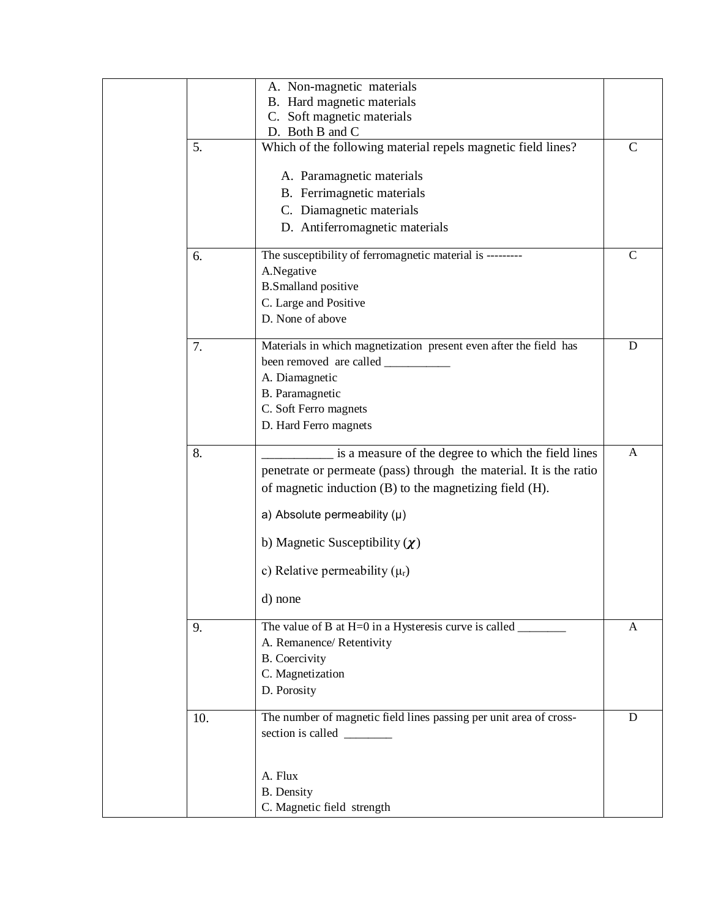| | | | |
|---|---|---|---|
| | | A. Non-magnetic materials<br>B. Hard magnetic materials<br>C. Soft magnetic materials<br>D. Both B and C | |
| | 5. | Which of the following material repels magnetic field lines?<br><br>A. Paramagnetic materials<br>B. Ferrimagnetic materials<br>C. Diamagnetic materials<br>D. Antiferromagnetic materials | C |
| | 6. | The susceptibility of ferromagnetic material is ---------<br>A.Negative<br>B.Smalland positive<br>C. Large and Positive<br>D. None of above | C |
| | 7. | Materials in which magnetization present even after the field has been removed are called ___________<br>A. Diamagnetic<br>B. Paramagnetic<br>C. Soft Ferro magnets<br>D. Hard Ferro magnets | D |
| | 8. | ___________ is a measure of the degree to which the field lines penetrate or permeate (pass) through the material. It is the ratio of magnetic induction (B) to the magnetizing field (H).<br><br>a) Absolute permeability ($\mu$)<br><br>b) Magnetic Susceptibility ($\chi$)<br><br>c) Relative permeability ($\mu_r$)<br><br>d) none | A |
| | 9. | The value of B at H=0 in a Hysteresis curve is called ________<br>A. Remanence/ Retentivity<br>B. Coercivity<br>C. Magnetization<br>D. Porosity | A |
| | 10. | The number of magnetic field lines passing per unit area of cross-section is called ________<br><br><br>A. Flux<br>B. Density<br>C. Magnetic field strength | D |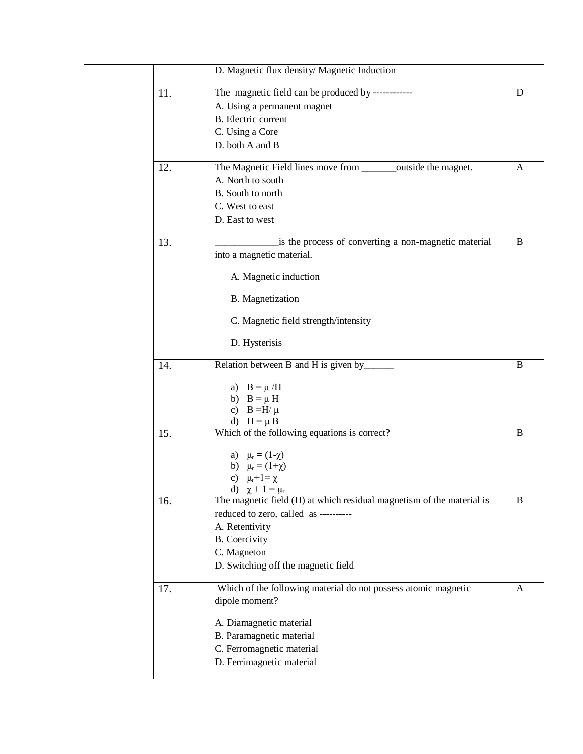|  |  | D. Magnetic flux density/ Magnetic Induction |  |
|---|---|---|---|
|  | 11. | The magnetic field can be produced by ------------<br>A. Using a permanent magnet<br>B. Electric current<br>C. Using a Core<br>D. both A and B | D |
|  | 12. | The Magnetic Field lines move from _______outside the magnet.<br>A. North to south<br>B. South to north<br>C. West to east<br>D. East to west | A |
|  | 13. | ____________is the process of converting a non-magnetic material into a magnetic material.<br>A. Magnetic induction<br>B. Magnetization<br>C. Magnetic field strength/intensity<br>D. Hysterisis | B |
|  | 14. | Relation between B and H is given by______<br>a) $B = \mu /H$<br>b) $B = \mu H$<br>c) $B = H/ \mu$<br>d) $H = \mu B$ | B |
|  | 15. | Which of the following equations is correct?<br>a) $\mu_r = (1-\chi)$<br>b) $\mu_r = (1+\chi)$<br>c) $\mu_r+1= \chi$<br>d) $\chi + 1 = \mu_r$ | B |
|  | 16. | The magnetic field (H) at which residual magnetism of the material is reduced to zero, called as ----------<br>A. Retentivity<br>B. Coercivity<br>C. Magneton<br>D. Switching off the magnetic field | B |
|  | 17. | Which of the following material do not possess atomic magnetic dipole moment?<br>A. Diamagnetic material<br>B. Paramagnetic material<br>C. Ferromagnetic material<br>D. Ferrimagnetic material | A |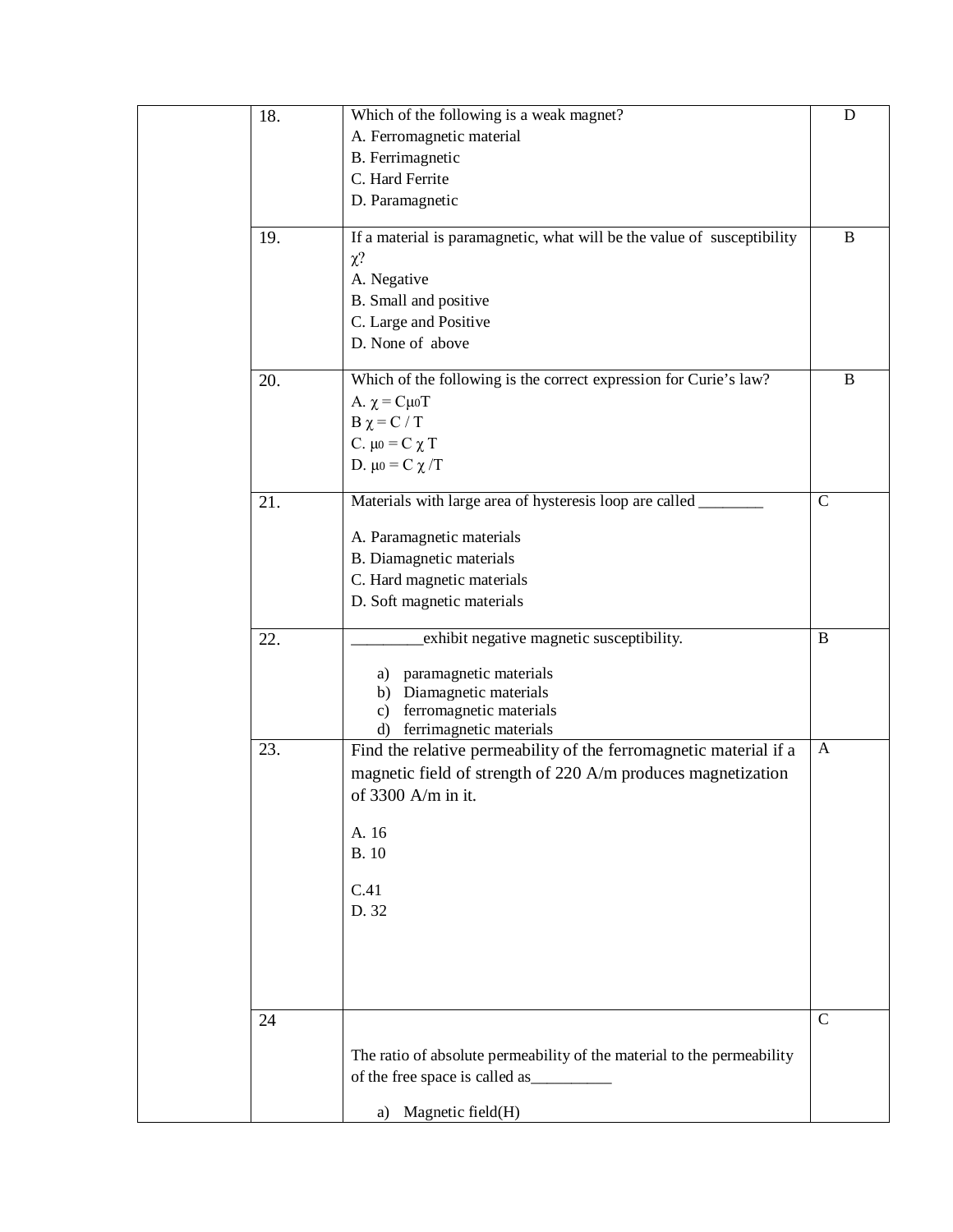|  | No. | Question | Answer |
|---|---|---|---|
|  | 18. | Which of the following is a weak magnet?<br>A. Ferromagnetic material<br>B. Ferrimagnetic<br>C. Hard Ferrite<br>D. Paramagnetic | D |
|  | 19. | If a material is paramagnetic, what will be the value of susceptibility $\chi$?<br>A. Negative<br>B. Small and positive<br>C. Large and Positive<br>D. None of above | B |
|  | 20. | Which of the following is the correct expression for Curie's law?<br>A. $\chi = C\mu_0 T$<br>B $\chi = C / T$<br>C. $\mu_0 = C \chi T$<br>D. $\mu_0 = C \chi / T$ | B |
|  | 21. | Materials with large area of hysteresis loop are called ________<br>A. Paramagnetic materials<br>B. Diamagnetic materials<br>C. Hard magnetic materials<br>D. Soft magnetic materials | C |
|  | 22. | _________exhibit negative magnetic susceptibility.<br>a) paramagnetic materials<br>b) Diamagnetic materials<br>c) ferromagnetic materials<br>d) ferrimagnetic materials | B |
|  | 23. | Find the relative permeability of the ferromagnetic material if a magnetic field of strength of 220 A/m produces magnetization of 3300 A/m in it.<br>A. 16<br>B. 10<br>C.41<br>D. 32 | A |
|  | 24 | The ratio of absolute permeability of the material to the permeability of the free space is called as__________<br>a) Magnetic field(H) | C |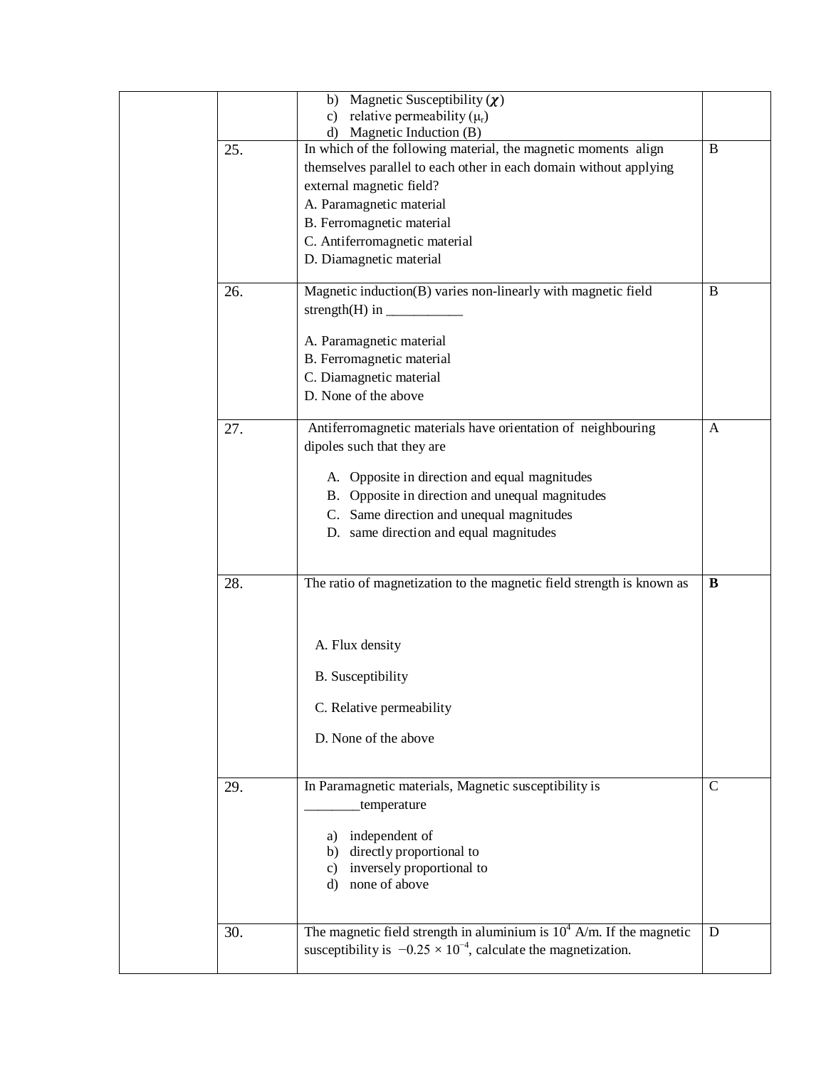| | | | |
|---|---|---|---|
| | | b) Magnetic Susceptibility ($\chi$)<br>c) relative permeability ($\mu_r$)<br>d) Magnetic Induction (B) | |
| | 25. | In which of the following material, the magnetic moments align themselves parallel to each other in each domain without applying external magnetic field?<br>A. Paramagnetic material<br>B. Ferromagnetic material<br>C. Antiferromagnetic material<br>D. Diamagnetic material | B |
| | 26. | Magnetic induction(B) varies non-linearly with magnetic field strength(H) in ___________<br><br>A. Paramagnetic material<br>B. Ferromagnetic material<br>C. Diamagnetic material<br>D. None of the above | B |
| | 27. | Antiferromagnetic materials have orientation of neighbouring dipoles such that they are<br><br>A. Opposite in direction and equal magnitudes<br>B. Opposite in direction and unequal magnitudes<br>C. Same direction and unequal magnitudes<br>D. same direction and equal magnitudes | A |
| | 28. | The ratio of magnetization to the magnetic field strength is known as<br><br>A. Flux density<br>B. Susceptibility<br>C. Relative permeability<br>D. None of the above | **B** |
| | 29. | In Paramagnetic materials, Magnetic susceptibility is ________temperature<br><br>a) independent of<br>b) directly proportional to<br>c) inversely proportional to<br>d) none of above | C |
| | 30. | The magnetic field strength in aluminium is $10^4$ A/m. If the magnetic susceptibility is $-0.25 \times 10^{-4}$, calculate the magnetization. | D |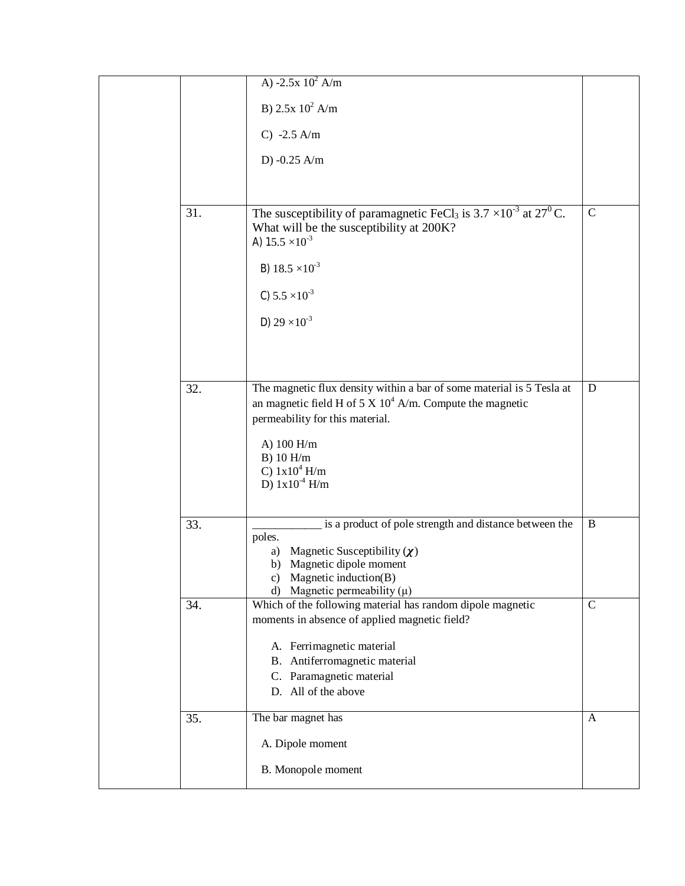| | | | |
|---|---|---|---|
| | | A) $-2.5\text{x } 10^2$ A/m<br><br>B) $2.5\text{x } 10^2$ A/m<br><br>C) -2.5 A/m<br><br>D) -0.25 A/m | |
| | 31. | The susceptibility of paramagnetic $FeCl_3$ is $3.7 \times 10^{-3}$ at $27^0$ C. What will be the susceptibility at 200K?<br>A) $15.5 \times 10^{-3}$<br><br>B) $18.5 \times 10^{-3}$<br><br>C) $5.5 \times 10^{-3}$<br><br>D) $29 \times 10^{-3}$ | C |
| | 32. | The magnetic flux density within a bar of some material is 5 Tesla at an magnetic field H of $5 \text{ X } 10^4$ A/m. Compute the magnetic permeability for this material.<br><br>A) 100 H/m<br>B) 10 H/m<br>C) $1\text{x}10^4$ H/m<br>D) $1\text{x}10^{-4}$ H/m | D |
| | 33. | ___________ is a product of pole strength and distance between the poles.<br>a) Magnetic Susceptibility ($\chi$)<br>b) Magnetic dipole moment<br>c) Magnetic induction(B)<br>d) Magnetic permeability ($\mu$) | B |
| | 34. | Which of the following material has random dipole magnetic moments in absence of applied magnetic field?<br><br>A. Ferrimagnetic material<br>B. Antiferromagnetic material<br>C. Paramagnetic material<br>D. All of the above | C |
| | 35. | The bar magnet has<br><br>A. Dipole moment<br><br>B. Monopole moment | A |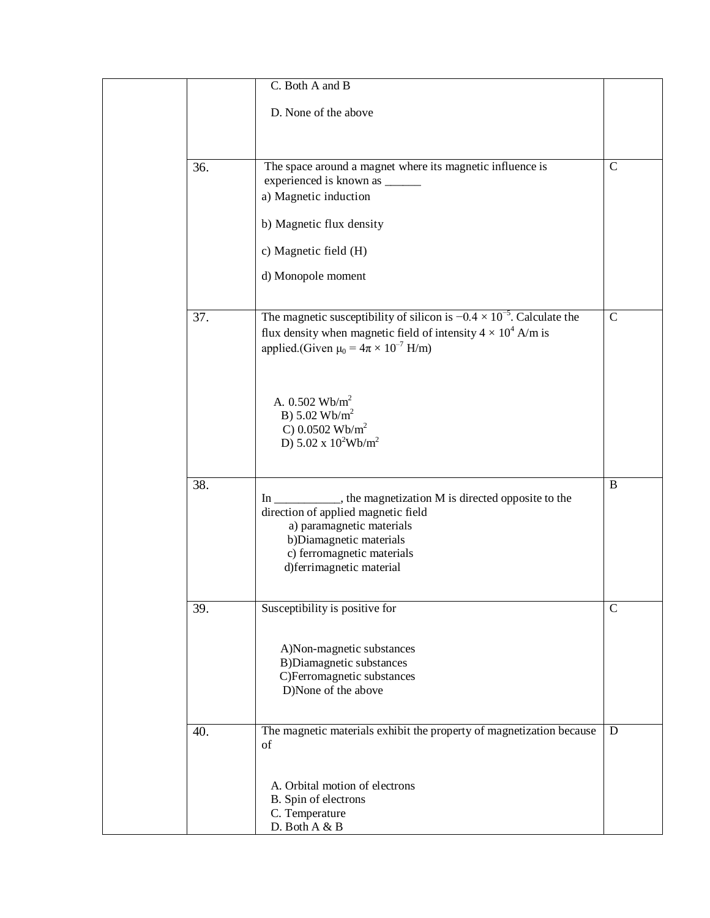|  |  |  |  |
|---|---|---|---|
|  |  | C. Both A and B<br><br>D. None of the above |  |
|  | 36. | The space around a magnet where its magnetic influence is experienced is known as ______<br>a) Magnetic induction<br><br>b) Magnetic flux density<br><br>c) Magnetic field (H)<br><br>d) Monopole moment | C |
|  | 37. | The magnetic susceptibility of silicon is $-0.4 \times 10^{-5}$. Calculate the flux density when magnetic field of intensity $4 \times 10^{4}$ A/m is applied.(Given $\mu_0 = 4\pi \times 10^{-7}$ H/m)<br><br>A. 0.502 $Wb/m^2$<br>B) 5.02 $Wb/m^2$<br>C) 0.0502 $Wb/m^2$<br>D) 5.02 x $10^2 Wb/m^2$ | C |
|  | 38. | In ___________, the magnetization M is directed opposite to the direction of applied magnetic field<br>a) paramagnetic materials<br>b)Diamagnetic materials<br>c) ferromagnetic materials<br>d)ferrimagnetic material | B |
|  | 39. | Susceptibility is positive for<br><br>A)Non-magnetic substances<br>B)Diamagnetic substances<br>C)Ferromagnetic substances<br>D)None of the above | C |
|  | 40. | The magnetic materials exhibit the property of magnetization because of<br><br>A. Orbital motion of electrons<br>B. Spin of electrons<br>C. Temperature<br>D. Both A & B | D |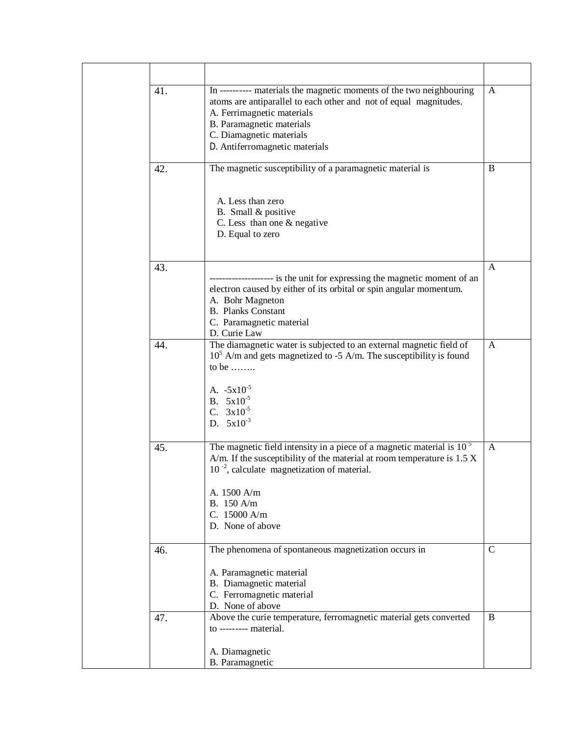| | | | |
|---|---|---|---|
| | | | |
| | 41. | In ---------- materials the magnetic moments of the two neighbouring atoms are antiparallel to each other and not of equal magnitudes.<br>A. Ferrimagnetic materials<br>B. Paramagnetic materials<br>C. Diamagnetic materials<br>D. Antiferromagnetic materials | A |
| | 42. | The magnetic susceptibility of a paramagnetic material is<br><br>A. Less than zero<br>B. Small & positive<br>C. Less than one & negative<br>D. Equal to zero | B |
| | 43. | ------------------- is the unit for expressing the magnetic moment of an electron caused by either of its orbital or spin angular momentum.<br>A. Bohr Magneton<br>B. Planks Constant<br>C. Paramagnetic material<br>D. Curie Law | A |
| | 44. | The diamagnetic water is subjected to an external magnetic field of $10^5$ A/m and gets magnetized to -5 A/m. The susceptibility is found to be ……..<br><br>A. $-5 \times 10^{-5}$<br>B. $5 \times 10^{-5}$<br>C. $3 \times 10^{-5}$<br>D. $5 \times 10^{-3}$ | A |
| | 45. | The magnetic field intensity in a piece of a magnetic material is $10^5$ A/m. If the susceptibility of the material at room temperature is $1.5 \times 10^{-2}$, calculate magnetization of material.<br><br>A. 1500 A/m<br>B. 150 A/m<br>C. 15000 A/m<br>D. None of above | A |
| | 46. | The phenomena of spontaneous magnetization occurs in<br><br>A. Paramagnetic material<br>B. Diamagnetic material<br>C. Ferromagnetic material<br>D. None of above | C |
| | 47. | Above the curie temperature, ferromagnetic material gets converted to --------- material.<br><br>A. Diamagnetic<br>B. Paramagnetic | B |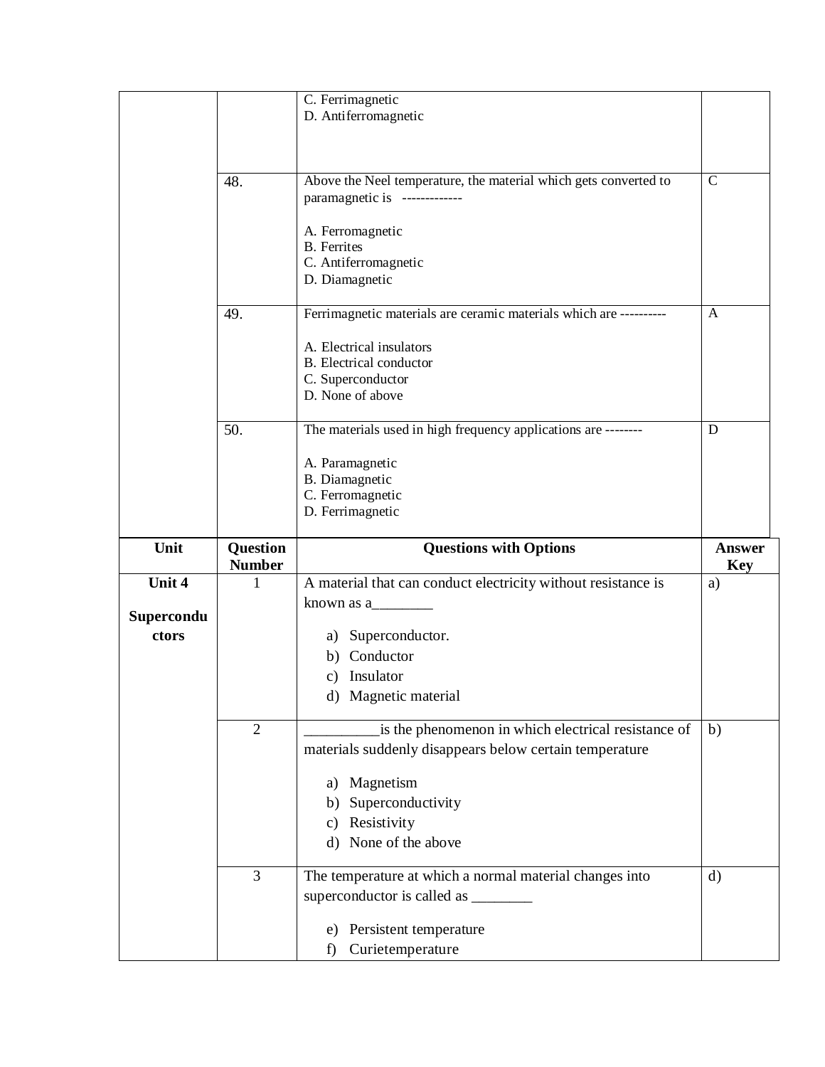| | | | |
|---|---|---|---|
| | | C. Ferrimagnetic<br>D. Antiferromagnetic | |
| | 48. | Above the Neel temperature, the material which gets converted to paramagnetic is ------------<br><br>A. Ferromagnetic<br>B. Ferrites<br>C. Antiferromagnetic<br>D. Diamagnetic | C |
| | 49. | Ferrimagnetic materials are ceramic materials which are ----------<br><br>A. Electrical insulators<br>B. Electrical conductor<br>C. Superconductor<br>D. None of above | A |
| | 50. | The materials used in high frequency applications are --------<br><br>A. Paramagnetic<br>B. Diamagnetic<br>C. Ferromagnetic<br>D. Ferrimagnetic | D |

| Unit | Question Number | Questions with Options | Answer Key |
|---|---|---|---|
| **Unit 4**<br><br>**Superconductors** | 1 | A material that can conduct electricity without resistance is known as a________<br><br>a) Superconductor.<br>b) Conductor<br>c) Insulator<br>d) Magnetic material | a) |
| | 2 | _________is the phenomenon in which electrical resistance of materials suddenly disappears below certain temperature<br><br>a) Magnetism<br>b) Superconductivity<br>c) Resistivity<br>d) None of the above | b) |
| | 3 | The temperature at which a normal material changes into superconductor is called as ________<br><br>e) Persistent temperature<br>f) Curietemperature | d) |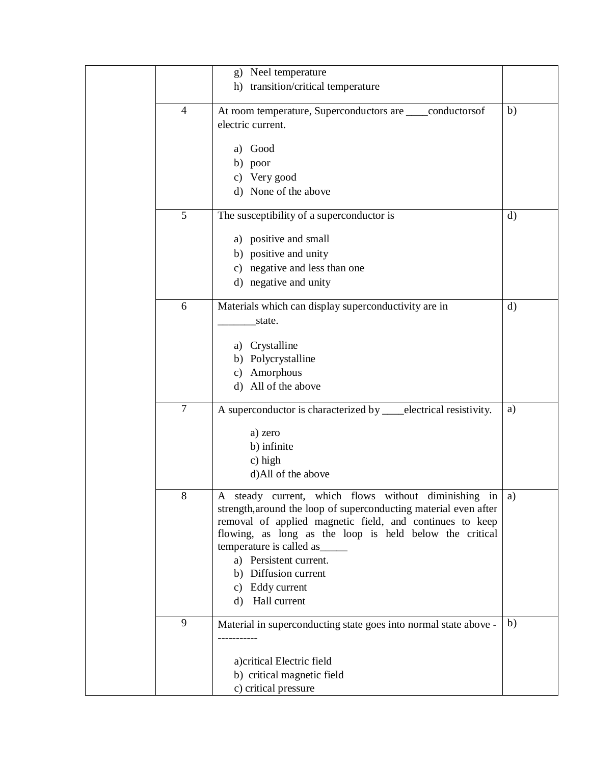|  |  |  |  |
|---|---|---|---|
|  |  | g) Neel temperature<br>h) transition/critical temperature |  |
|  | 4 | At room temperature, Superconductors are ____conductorsof electric current.<br><br>a) Good<br>b) poor<br>c) Very good<br>d) None of the above | b) |
|  | 5 | The susceptibility of a superconductor is<br><br>a) positive and small<br>b) positive and unity<br>c) negative and less than one<br>d) negative and unity | d) |
|  | 6 | Materials which can display superconductivity are in _______state.<br><br>a) Crystalline<br>b) Polycrystalline<br>c) Amorphous<br>d) All of the above | d) |
|  | 7 | A superconductor is characterized by ____electrical resistivity.<br><br>a) zero<br>b) infinite<br>c) high<br>d)All of the above | a) |
|  | 8 | A steady current, which flows without diminishing in strength,around the loop of superconducting material even after removal of applied magnetic field, and continues to keep flowing, as long as the loop is held below the critical temperature is called as_____<br>a) Persistent current.<br>b) Diffusion current<br>c) Eddy current<br>d) Hall current | a) |
|  | 9 | Material in superconducting state goes into normal state above -----------<br><br>a)critical Electric field<br>b) critical magnetic field<br>c) critical pressure | b) |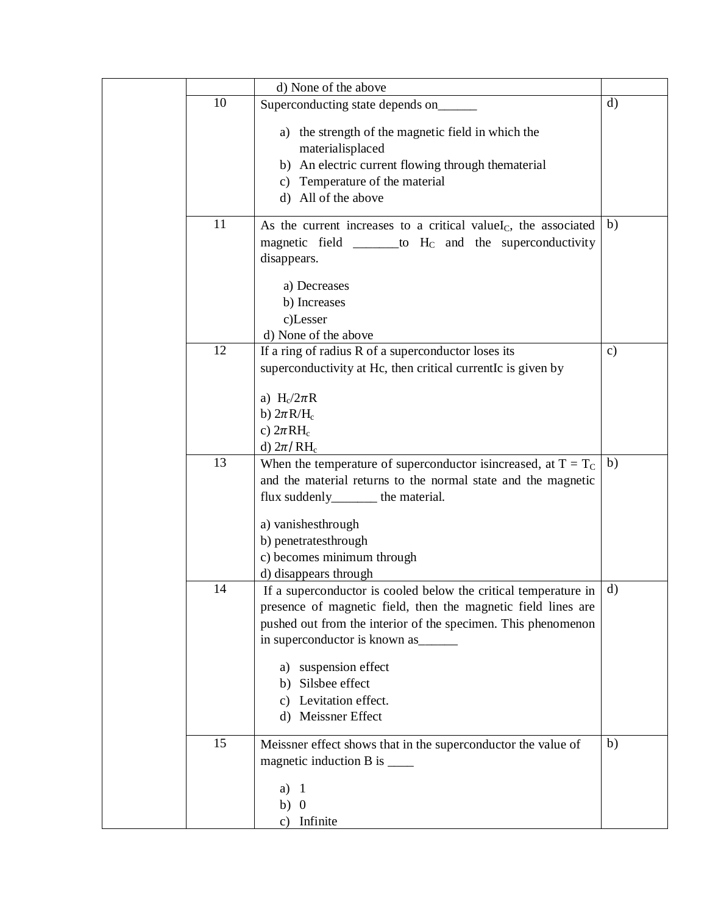|  |  |  |  |
|---|---|---|---|
|  |  | d) None of the above |  |
|  | 10 | Superconducting state depends on______<br><br>a) the strength of the magnetic field in which the materialisplaced<br>b) An electric current flowing through thematerial<br>c) Temperature of the material<br>d) All of the above | d) |
|  | 11 | As the current increases to a critical value$I_C$, the associated magnetic field _______to $H_C$ and the superconductivity disappears.<br><br>a) Decreases<br>b) Increases<br>c)Lesser<br>d) None of the above | b) |
|  | 12 | If a ring of radius R of a superconductor loses its superconductivity at Hc, then critical currentIc is given by<br><br>a) $H_c/2\pi R$<br>b) $2\pi R/H_c$<br>c) $2\pi RH_c$<br>d) $2\pi/RH_c$ | c) |
|  | 13 | When the temperature of superconductor isincreased, at $T = T_C$ and the material returns to the normal state and the magnetic flux suddenly_______ the material.<br><br>a) vanishesthrough<br>b) penetratesthrough<br>c) becomes minimum through<br>d) disappears through | b) |
|  | 14 | If a superconductor is cooled below the critical temperature in presence of magnetic field, then the magnetic field lines are pushed out from the interior of the specimen. This phenomenon in superconductor is known as______<br><br>a) suspension effect<br>b) Silsbee effect<br>c) Levitation effect.<br>d) Meissner Effect | d) |
|  | 15 | Meissner effect shows that in the superconductor the value of magnetic induction B is ____<br><br>a) 1<br>b) 0<br>c) Infinite | b) |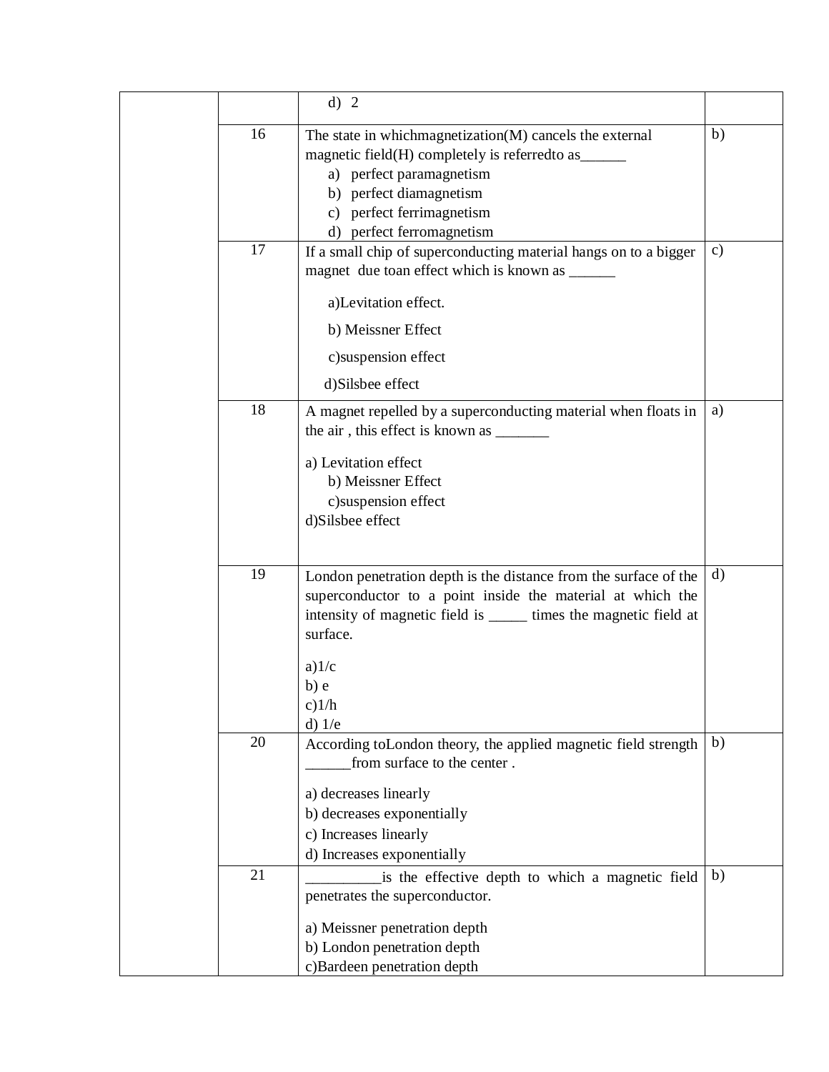|  |  |  |  |
|---|---|---|---|
|  |  | d) 2 |  |
|  | 16 | The state in whichmagnetization(M) cancels the external magnetic field(H) completely is referredto as______<br>a) perfect paramagnetism<br>b) perfect diamagnetism<br>c) perfect ferrimagnetism<br>d) perfect ferromagnetism | b) |
|  | 17 | If a small chip of superconducting material hangs on to a bigger magnet due toan effect which is known as ______<br>a)Levitation effect.<br>b) Meissner Effect<br>c)suspension effect<br>d)Silsbee effect | c) |
|  | 18 | A magnet repelled by a superconducting material when floats in the air , this effect is known as _______<br>a) Levitation effect<br>b) Meissner Effect<br>c)suspension effect<br>d)Silsbee effect | a) |
|  | 19 | London penetration depth is the distance from the surface of the superconductor to a point inside the material at which the intensity of magnetic field is _____ times the magnetic field at surface.<br>a)1/c<br>b) e<br>c)1/h<br>d) 1/e | d) |
|  | 20 | According toLondon theory, the applied magnetic field strength ______from surface to the center .<br>a) decreases linearly<br>b) decreases exponentially<br>c) Increases linearly<br>d) Increases exponentially | b) |
|  | 21 | __________is the effective depth to which a magnetic field penetrates the superconductor.<br>a) Meissner penetration depth<br>b) London penetration depth<br>c)Bardeen penetration depth | b) |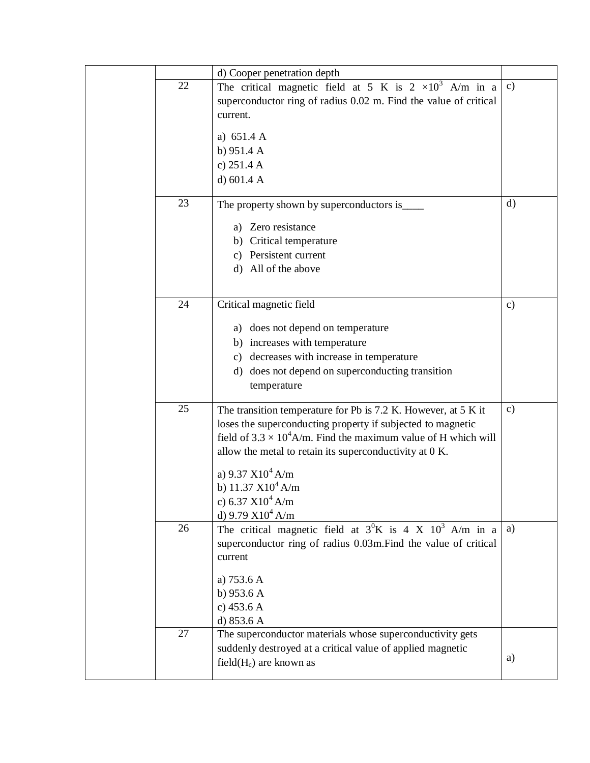| | | | |
|---|---|---|---|
| | | d) Cooper penetration depth | |
| | 22 | The critical magnetic field at 5 K is $2 \times 10^3$ A/m in a superconductor ring of radius 0.02 m. Find the value of critical current.<br><br>a) 651.4 A<br>b) 951.4 A<br>c) 251.4 A<br>d) 601.4 A | c) |
| | 23 | The property shown by superconductors is____<br><br>a) Zero resistance<br>b) Critical temperature<br>c) Persistent current<br>d) All of the above | d) |
| | 24 | Critical magnetic field<br><br>a) does not depend on temperature<br>b) increases with temperature<br>c) decreases with increase in temperature<br>d) does not depend on superconducting transition temperature | c) |
| | 25 | The transition temperature for Pb is 7.2 K. However, at 5 K it loses the superconducting property if subjected to magnetic field of $3.3 \times 10^4$A/m. Find the maximum value of H which will allow the metal to retain its superconductivity at 0 K.<br><br>a) 9.37 $X10^4$ A/m<br>b) 11.37 $X10^4$ A/m<br>c) 6.37 $X10^4$ A/m<br>d) 9.79 $X10^4$ A/m | c) |
| | 26 | The critical magnetic field at $3^0$K is 4 X $10^3$ A/m in a superconductor ring of radius 0.03m.Find the value of critical current<br><br>a) 753.6 A<br>b) 953.6 A<br>c) 453.6 A<br>d) 853.6 A | a) |
| | 27 | The superconductor materials whose superconductivity gets suddenly destroyed at a critical value of applied magnetic field($H_c$) are known as | a) |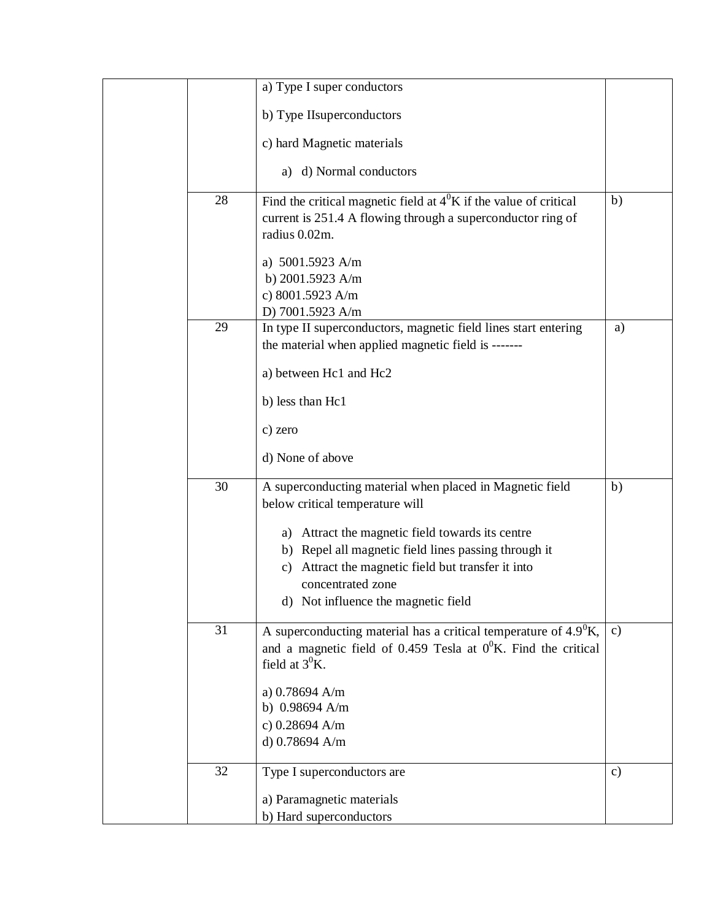| | | | |
|---|---|---|---|
| | | a) Type I super conductors<br><br>b) Type IIsuperconductors<br><br>c) hard Magnetic materials<br><br>a) d) Normal conductors | |
| | 28 | Find the critical magnetic field at $4^0$K if the value of critical current is 251.4 A flowing through a superconductor ring of radius 0.02m.<br><br>a) 5001.5923 A/m<br>b) 2001.5923 A/m<br>c) 8001.5923 A/m<br>D) 7001.5923 A/m | b) |
| | 29 | In type II superconductors, magnetic field lines start entering the material when applied magnetic field is -------<br><br>a) between Hc1 and Hc2<br><br>b) less than Hc1<br><br>c) zero<br><br>d) None of above | a) |
| | 30 | A superconducting material when placed in Magnetic field below critical temperature will<br><br>a) Attract the magnetic field towards its centre<br>b) Repel all magnetic field lines passing through it<br>c) Attract the magnetic field but transfer it into concentrated zone<br>d) Not influence the magnetic field | b) |
| | 31 | A superconducting material has a critical temperature of $4.9^0$K, and a magnetic field of 0.459 Tesla at $0^0$K. Find the critical field at $3^0$K.<br><br>a) 0.78694 A/m<br>b) 0.98694 A/m<br>c) 0.28694 A/m<br>d) 0.78694 A/m | c) |
| | 32 | Type I superconductors are<br><br>a) Paramagnetic materials<br>b) Hard superconductors | c) |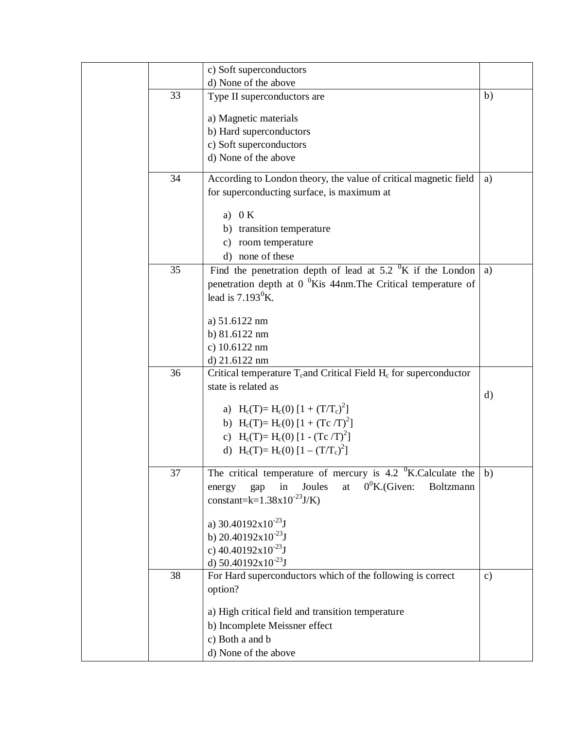| | | | |
|---|---|---|---|
| | | c) Soft superconductors<br>d) None of the above | |
| | 33 | Type II superconductors are<br><br>a) Magnetic materials<br>b) Hard superconductors<br>c) Soft superconductors<br>d) None of the above | b) |
| | 34 | According to London theory, the value of critical magnetic field for superconducting surface, is maximum at<br><br>a) 0 K<br>b) transition temperature<br>c) room temperature<br>d) none of these | a) |
| | 35 | Find the penetration depth of lead at 5.2 $^0$K if the London penetration depth at 0 $^0$Kis 44nm.The Critical temperature of lead is 7.193$^0$K.<br><br>a) 51.6122 nm<br>b) 81.6122 nm<br>c) 10.6122 nm<br>d) 21.6122 nm | a) |
| | 36 | Critical temperature $T_c$and Critical Field $H_c$ for superconductor state is related as<br><br>a) $H_c(T)= H_c(0) [1 + (T/T_c)^2]$<br>b) $H_c(T)= H_c(0) [1 + (Tc /T)^2]$<br>c) $H_c(T)= H_c(0) [1 - (Tc /T)^2]$<br>d) $H_c(T)= H_c(0) [1 – (T/T_c)^2]$ | d) |
| | 37 | The critical temperature of mercury is 4.2 $^0$K.Calculate the energy gap in Joules at $0^0$K.(Given: Boltzmann constant=k=$1.38\text{x}10^{-23}$J/K)<br><br>a) $30.40192\text{x}10^{-23}$J<br>b) $20.40192\text{x}10^{-23}$J<br>c) $40.40192\text{x}10^{-23}$J<br>d) $50.40192\text{x}10^{-23}$J | b) |
| | 38 | For Hard superconductors which of the following is correct option?<br><br>a) High critical field and transition temperature<br>b) Incomplete Meissner effect<br>c) Both a and b<br>d) None of the above | c) |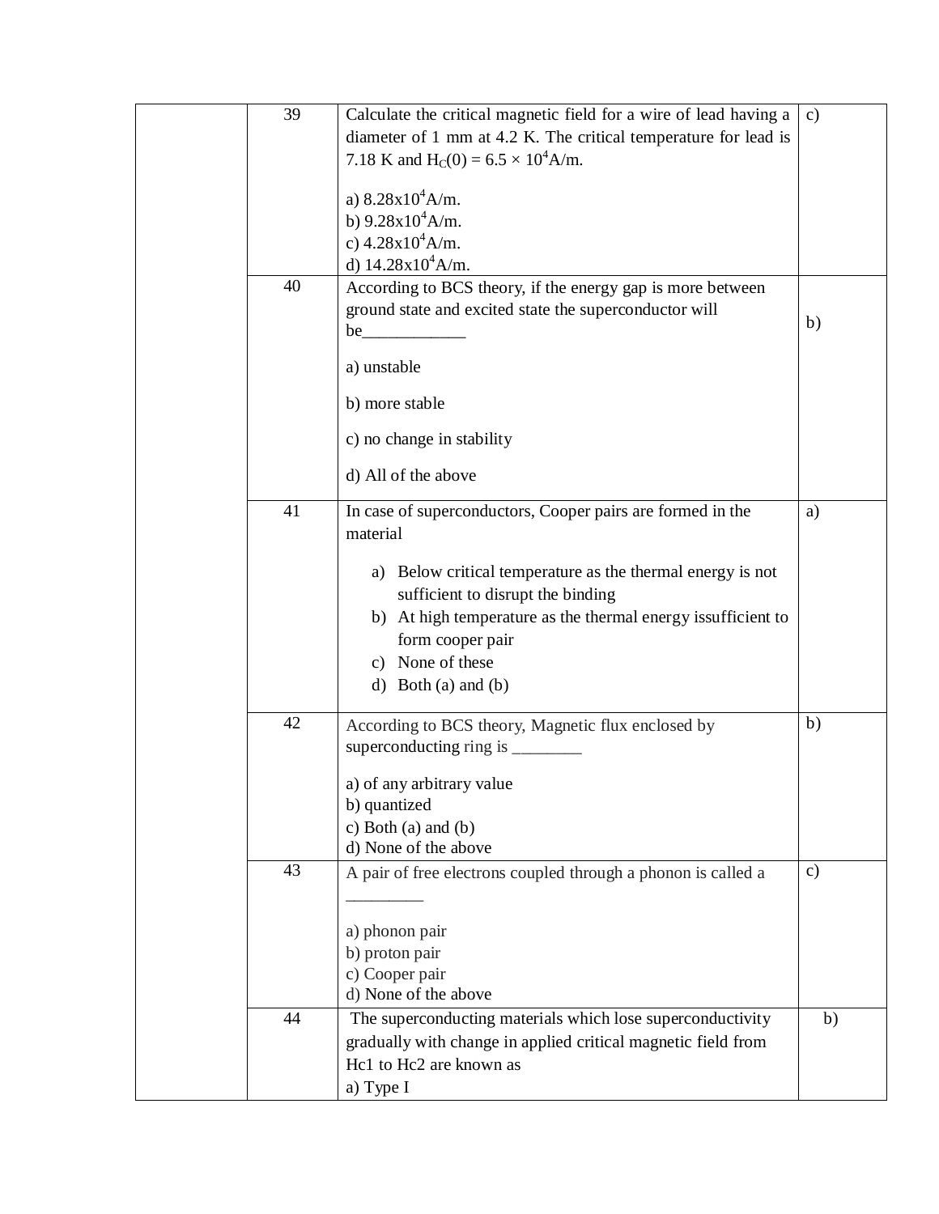| | | | |
|---|---|---|---|
| | 39 | Calculate the critical magnetic field for a wire of lead having a diameter of 1 mm at 4.2 K. The critical temperature for lead is 7.18 K and $H_C(0) = 6.5 \times 10^4$ A/m.<br><br>a) $8.28 \times 10^4$ A/m.<br>b) $9.28 \times 10^4$ A/m.<br>c) $4.28 \times 10^4$ A/m.<br>d) $14.28 \times 10^4$ A/m. | c) |
| | 40 | According to BCS theory, if the energy gap is more between ground state and excited state the superconductor will be____________<br><br>a) unstable<br><br>b) more stable<br><br>c) no change in stability<br><br>d) All of the above | b) |
| | 41 | In case of superconductors, Cooper pairs are formed in the material<br><br>a) Below critical temperature as the thermal energy is not sufficient to disrupt the binding<br>b) At high temperature as the thermal energy issufficient to form cooper pair<br>c) None of these<br>d) Both (a) and (b) | a) |
| | 42 | According to BCS theory, Magnetic flux enclosed by superconducting ring is ________<br><br>a) of any arbitrary value<br>b) quantized<br>c) Both (a) and (b)<br>d) None of the above | b) |
| | 43 | A pair of free electrons coupled through a phonon is called a _________<br><br>a) phonon pair<br>b) proton pair<br>c) Cooper pair<br>d) None of the above | c) |
| | 44 | The superconducting materials which lose superconductivity gradually with change in applied critical magnetic field from Hc1 to Hc2 are known as<br>a) Type I | b) |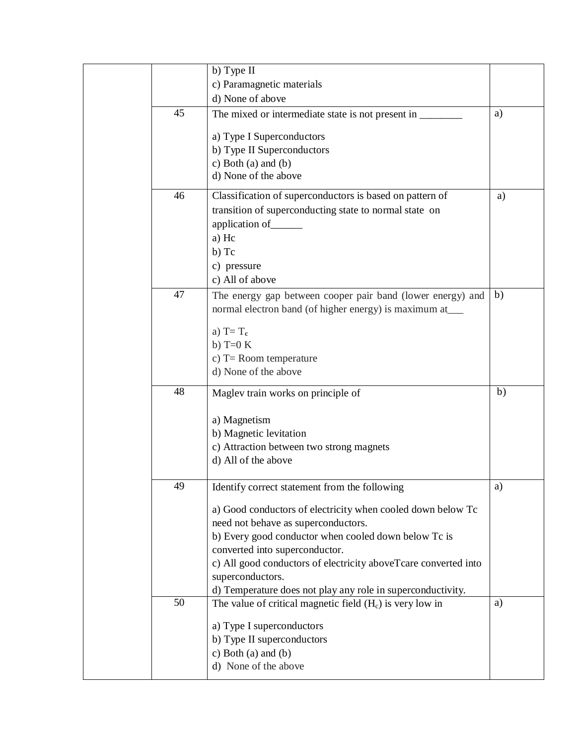| | | | |
|---|---|---|---|
| | | b) Type II<br>c) Paramagnetic materials<br>d) None of above | |
| | 45 | The mixed or intermediate state is not present in ________<br><br>a) Type I Superconductors<br>b) Type II Superconductors<br>c) Both (a) and (b)<br>d) None of the above | a) |
| | 46 | Classification of superconductors is based on pattern of transition of superconducting state to normal state on application of______<br>a) Hc<br>b) Tc<br>c) pressure<br>c) All of above | a) |
| | 47 | The energy gap between cooper pair band (lower energy) and normal electron band (of higher energy) is maximum at___<br><br>a) $T = T_c$<br>b) T=0 K<br>c) T= Room temperature<br>d) None of the above | b) |
| | 48 | Maglev train works on principle of<br><br>a) Magnetism<br>b) Magnetic levitation<br>c) Attraction between two strong magnets<br>d) All of the above | b) |
| | 49 | Identify correct statement from the following<br><br>a) Good conductors of electricity when cooled down below Tc need not behave as superconductors.<br>b) Every good conductor when cooled down below Tc is converted into superconductor.<br>c) All good conductors of electricity aboveTcare converted into superconductors.<br>d) Temperature does not play any role in superconductivity. | a) |
| | 50 | The value of critical magnetic field ($H_c$) is very low in<br><br>a) Type I superconductors<br>b) Type II superconductors<br>c) Both (a) and (b)<br>d) None of the above | a) |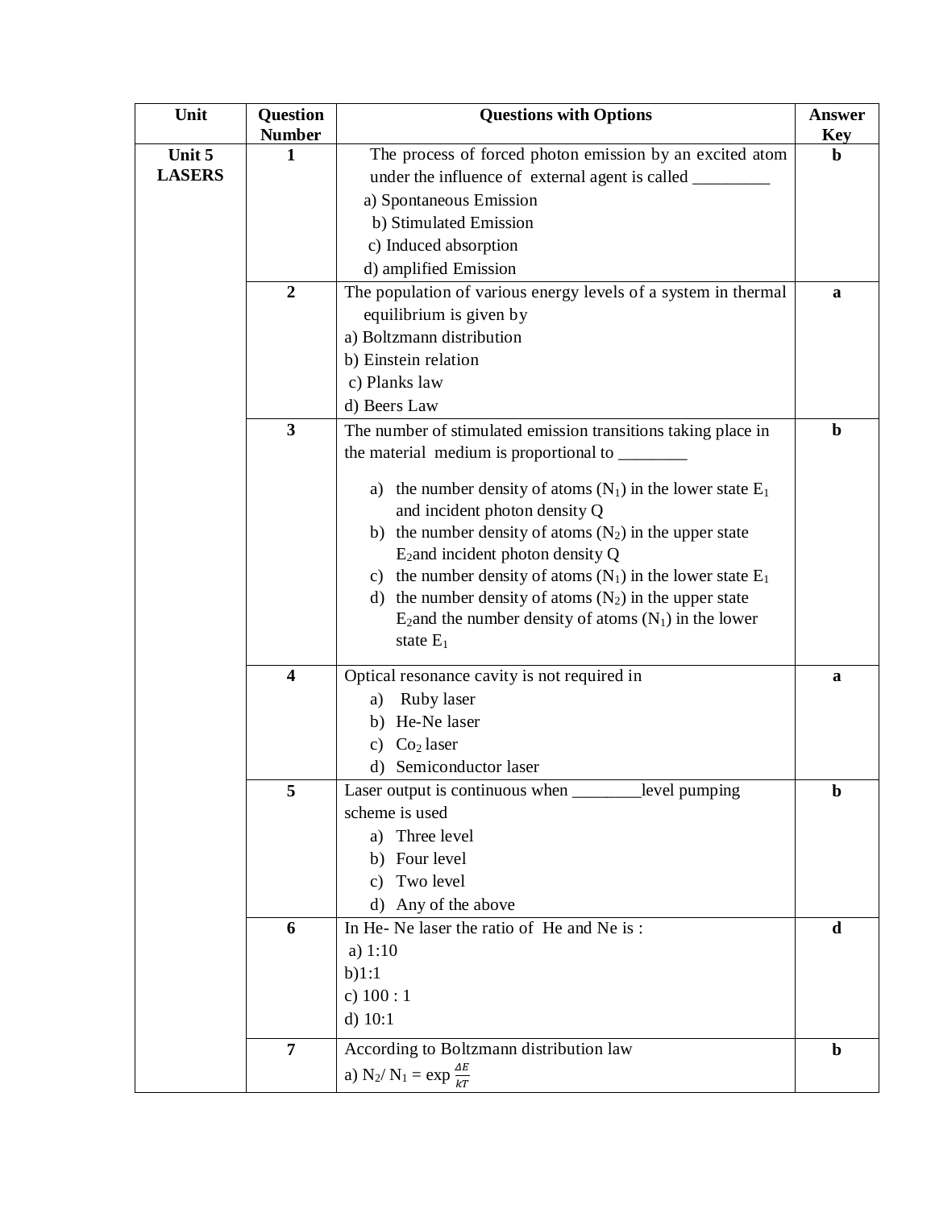| Unit | Question Number | Questions with Options | Answer Key |
|---|---|---|---|
| **Unit 5 LASERS** | **1** | The process of forced photon emission by an excited atom under the influence of external agent is called _________ <br> a) Spontaneous Emission <br> b) Stimulated Emission <br> c) Induced absorption <br> d) amplified Emission | **b** |
| | **2** | The population of various energy levels of a system in thermal equilibrium is given by <br> a) Boltzmann distribution <br> b) Einstein relation <br> c) Planks law <br> d) Beers Law | **a** |
| | **3** | The number of stimulated emission transitions taking place in the material medium is proportional to ________ <br> a) the number density of atoms ($N_1$) in the lower state $E_1$ and incident photon density Q <br> b) the number density of atoms ($N_2$) in the upper state $E_2$and incident photon density Q <br> c) the number density of atoms ($N_1$) in the lower state $E_1$ <br> d) the number density of atoms ($N_2$) in the upper state $E_2$and the number density of atoms ($N_1$) in the lower state $E_1$ | **b** |
| | **4** | Optical resonance cavity is not required in <br> a) Ruby laser <br> b) He-Ne laser <br> c) $Co_2$ laser <br> d) Semiconductor laser | **a** |
| | **5** | Laser output is continuous when ________level pumping scheme is used <br> a) Three level <br> b) Four level <br> c) Two level <br> d) Any of the above | **b** |
| | **6** | In He- Ne laser the ratio of He and Ne is : <br> a) 1:10 <br> b)1:1 <br> c) 100 : 1 <br> d) 10:1 | **d** |
| | **7** | According to Boltzmann distribution law <br> a) $N_2/ N_1 = \exp \frac{\Delta E}{kT}$ | **b** |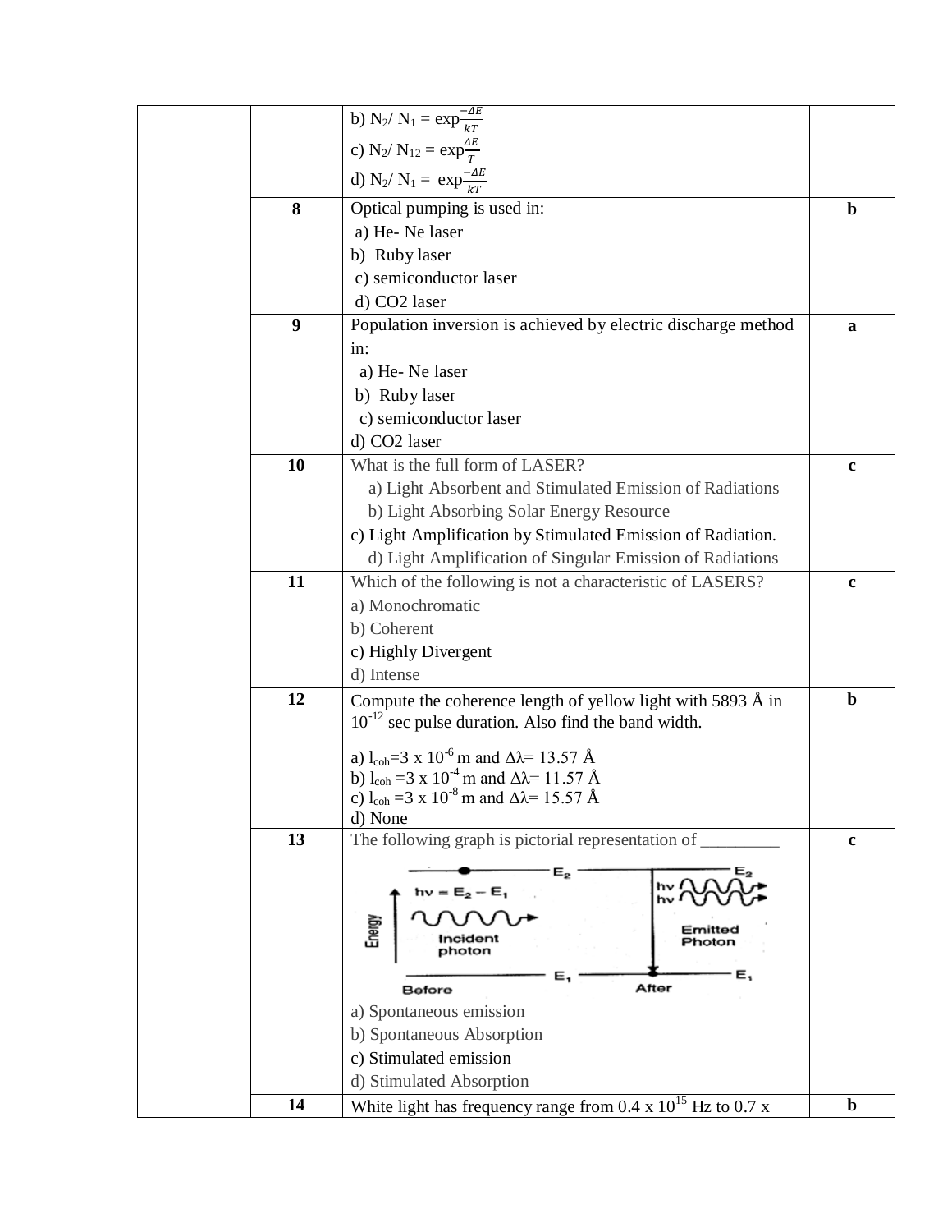| | | | |
|---|---|---|---|
| | | b) $N_2/ N_1 = \exp\frac{-\Delta E}{kT}$<br>c) $N_2/ N_{12} = \exp\frac{\Delta E}{T}$<br>d) $N_2/ N_1 = \exp\frac{-\Delta E}{kT}$ | |
| | **8** | Optical pumping is used in:<br>a) He- Ne laser<br>b) Ruby laser<br>c) semiconductor laser<br>d) CO2 laser | **b** |
| | **9** | Population inversion is achieved by electric discharge method in:<br>a) He- Ne laser<br>b) Ruby laser<br>c) semiconductor laser<br>d) CO2 laser | **a** |
| | **10** | What is the full form of LASER?<br>a) Light Absorbent and Stimulated Emission of Radiations<br>b) Light Absorbing Solar Energy Resource<br>c) Light Amplification by Stimulated Emission of Radiation.<br>d) Light Amplification of Singular Emission of Radiations | **c** |
| | **11** | Which of the following is not a characteristic of LASERS?<br>a) Monochromatic<br>b) Coherent<br>c) Highly Divergent<br>d) Intense | **c** |
| | **12** | Compute the coherence length of yellow light with 5893 Å in $10^{-12}$ sec pulse duration. Also find the band width.<br>a) $l_{coh}=3 \times 10^{-6}$ m and $\Delta\lambda= 13.57$ Å<br>b) $l_{coh}=3 \times 10^{-4}$ m and $\Delta\lambda= 11.57$ Å<br>c) $l_{coh}=3 \times 10^{-8}$ m and $\Delta\lambda= 15.57$ Å<br>d) None | **b** |
| | **13** | The following graph is pictorial representation of _________<br>Energy; $h\nu = E_2 - E_1$; Incident photon; Before; $E_2$; $E_1$; After; $h\nu$ $h\nu$ Emitted Photon<br>a) Spontaneous emission<br>b) Spontaneous Absorption<br>c) Stimulated emission<br>d) Stimulated Absorption | **c** |
| | **14** | White light has frequency range from $0.4 \times 10^{15}$ Hz to 0.7 x | **b** |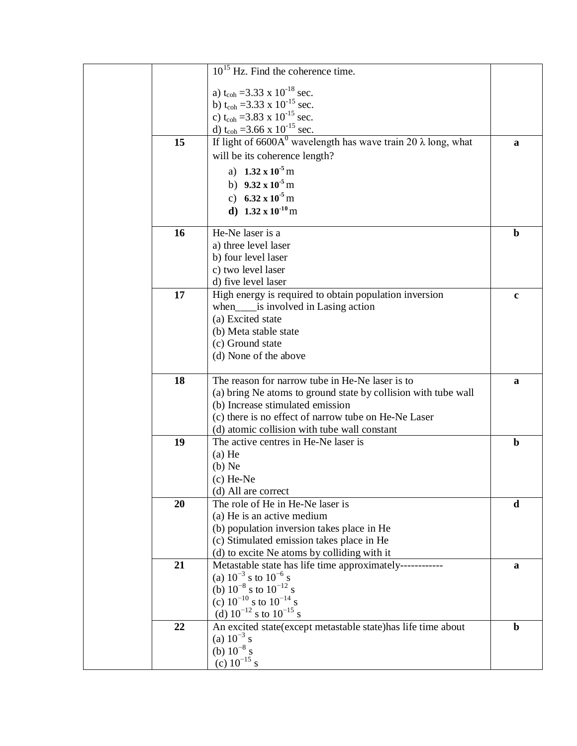| | | | |
|---|---|---|---|
| | | $10^{15}$ Hz. Find the coherence time.<br><br>a) $t_{coh}$ =3.33 x $10^{-18}$ sec.<br>b) $t_{coh}$ =3.33 x $10^{-15}$ sec.<br>c) $t_{coh}$ =3.83 x $10^{-15}$ sec.<br>d) $t_{coh}$ =3.66 x $10^{-15}$ sec. | |
| | **15** | If light of 6600A$^0$ wavelength has wave train 20 λ long, what will be its coherence length?<br>a) **1.32 x $10^{-5}$** m<br>b) **9.32 x $10^{-5}$** m<br>c) **6.32 x $10^{-5}$** m<br>**d)** **1.32 x $10^{-10}$** m | **a** |
| | **16** | He-Ne laser is a<br>a) three level laser<br>b) four level laser<br>c) two level laser<br>d) five level laser | **b** |
| | **17** | High energy is required to obtain population inversion when____is involved in Lasing action<br>(a) Excited state<br>(b) Meta stable state<br>(c) Ground state<br>(d) None of the above | **c** |
| | **18** | The reason for narrow tube in He-Ne laser is to<br>(a) bring Ne atoms to ground state by collision with tube wall<br>(b) Increase stimulated emission<br>(c) there is no effect of narrow tube on He-Ne Laser<br>(d) atomic collision with tube wall constant | **a** |
| | **19** | The active centres in He-Ne laser is<br>(a) He<br>(b) Ne<br>(c) He-Ne<br>(d) All are correct | **b** |
| | **20** | The role of He in He-Ne laser is<br>(a) He is an active medium<br>(b) population inversion takes place in He<br>(c) Stimulated emission takes place in He<br>(d) to excite Ne atoms by colliding with it | **d** |
| | **21** | Metastable state has life time approximately-----------<br>(a) $10^{-3}$ s to $10^{-6}$ s<br>(b) $10^{-8}$ s to $10^{-12}$ s<br>(c) $10^{-10}$ s to $10^{-14}$ s<br>(d) $10^{-12}$ s to $10^{-15}$ s | **a** |
| | **22** | An excited state(except metastable state)has life time about<br>(a) $10^{-3}$ s<br>(b) $10^{-8}$ s<br>(c) $10^{-15}$ s | **b** |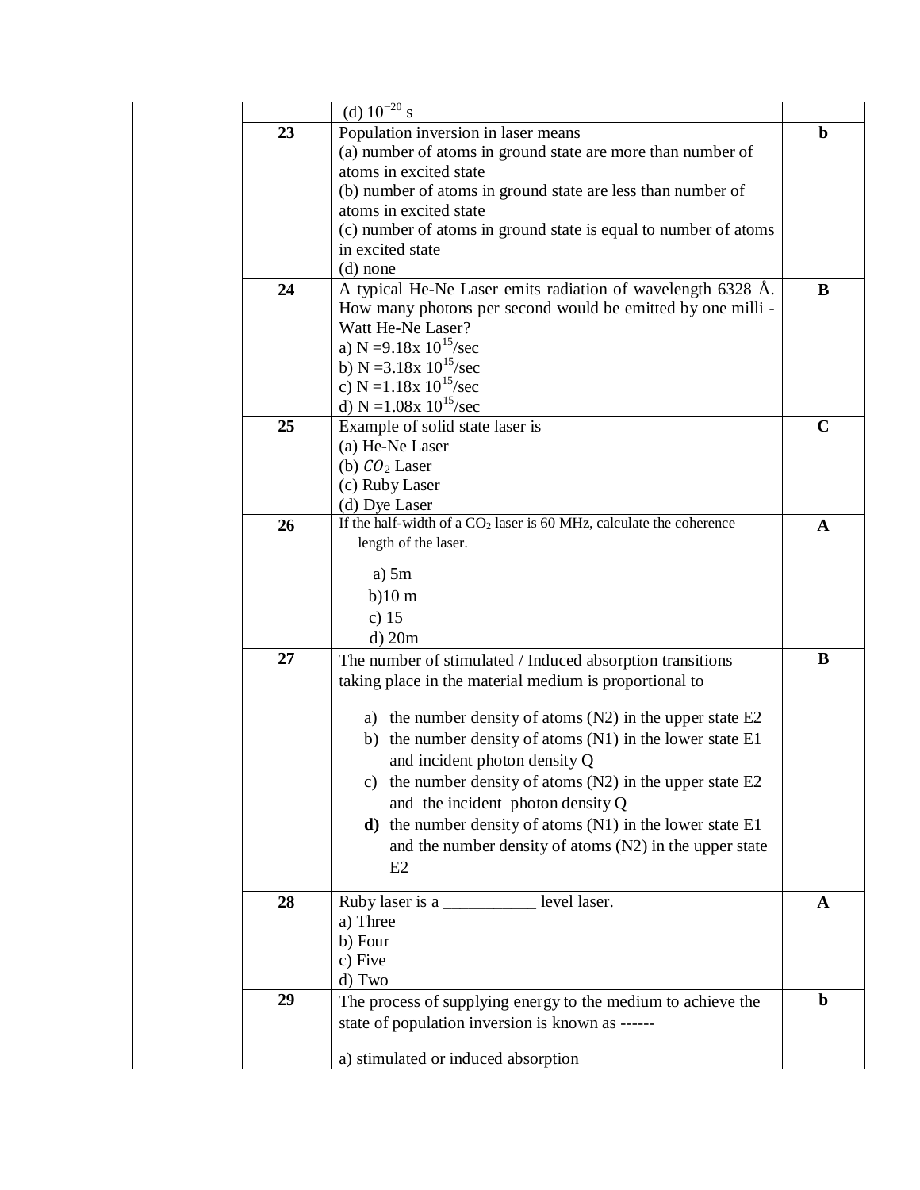| | | | |
|---|---|---|---|
| | | (d) $10^{-20}$ s | |
| | 23 | Population inversion in laser means<br>(a) number of atoms in ground state are more than number of atoms in excited state<br>(b) number of atoms in ground state are less than number of atoms in excited state<br>(c) number of atoms in ground state is equal to number of atoms in excited state<br>(d) none | b |
| | 24 | A typical He-Ne Laser emits radiation of wavelength 6328 Å. How many photons per second would be emitted by one milli - Watt He-Ne Laser?<br>a) N =9.18x $10^{15}$/sec<br>b) N =3.18x $10^{15}$/sec<br>c) N =1.18x $10^{15}$/sec<br>d) N =1.08x $10^{15}$/sec | B |
| | 25 | Example of solid state laser is<br>(a) He-Ne Laser<br>(b) $CO_2$ Laser<br>(c) Ruby Laser<br>(d) Dye Laser | C |
| | 26 | If the half-width of a $CO_2$ laser is 60 MHz, calculate the coherence length of the laser.<br>a) 5m<br>b)10 m<br>c) 15<br>d) 20m | A |
| | 27 | The number of stimulated / Induced absorption transitions taking place in the material medium is proportional to<br>a) the number density of atoms (N2) in the upper state E2<br>b) the number density of atoms (N1) in the lower state E1 and incident photon density Q<br>c) the number density of atoms (N2) in the upper state E2 and the incident photon density Q<br>**d)** the number density of atoms (N1) in the lower state E1 and the number density of atoms (N2) in the upper state E2 | B |
| | 28 | Ruby laser is a ___________ level laser.<br>a) Three<br>b) Four<br>c) Five<br>d) Two | A |
| | 29 | The process of supplying energy to the medium to achieve the state of population inversion is known as ------<br>a) stimulated or induced absorption | b |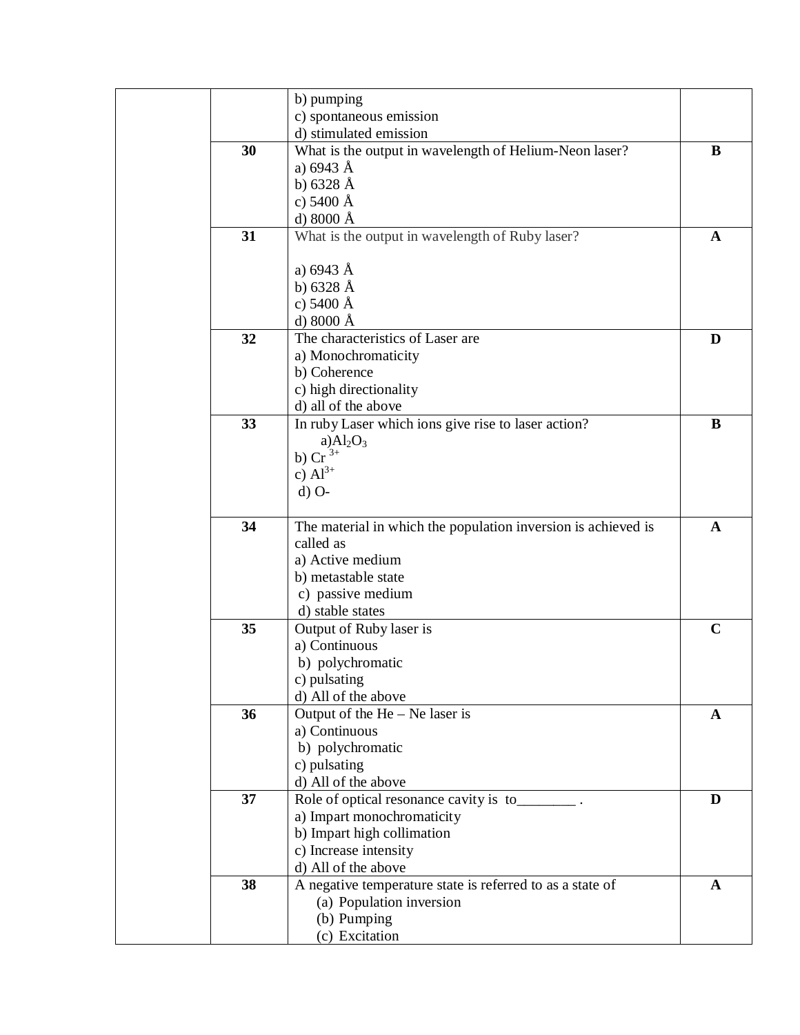| | | | |
|---|---|---|---|
| | | b) pumping<br>c) spontaneous emission<br>d) stimulated emission | |
| | **30** | What is the output in wavelength of Helium-Neon laser?<br>a) 6943 Å<br>b) 6328 Å<br>c) 5400 Å<br>d) 8000 Å | **B** |
| | **31** | What is the output in wavelength of Ruby laser?<br><br>a) 6943 Å<br>b) 6328 Å<br>c) 5400 Å<br>d) 8000 Å | **A** |
| | **32** | The characteristics of Laser are<br>a) Monochromaticity<br>b) Coherence<br>c) high directionality<br>d) all of the above | **D** |
| | **33** | In ruby Laser which ions give rise to laser action?<br>a) $Al_2O_3$<br>b) $Cr^{3+}$<br>c) $Al^{3+}$<br>d) O- | **B** |
| | **34** | The material in which the population inversion is achieved is called as<br>a) Active medium<br>b) metastable state<br>c) passive medium<br>d) stable states | **A** |
| | **35** | Output of Ruby laser is<br>a) Continuous<br>b) polychromatic<br>c) pulsating<br>d) All of the above | **C** |
| | **36** | Output of the He – Ne laser is<br>a) Continuous<br>b) polychromatic<br>c) pulsating<br>d) All of the above | **A** |
| | **37** | Role of optical resonance cavity is to________ .<br>a) Impart monochromaticity<br>b) Impart high collimation<br>c) Increase intensity<br>d) All of the above | **D** |
| | **38** | A negative temperature state is referred to as a state of<br>(a) Population inversion<br>(b) Pumping<br>(c) Excitation | **A** |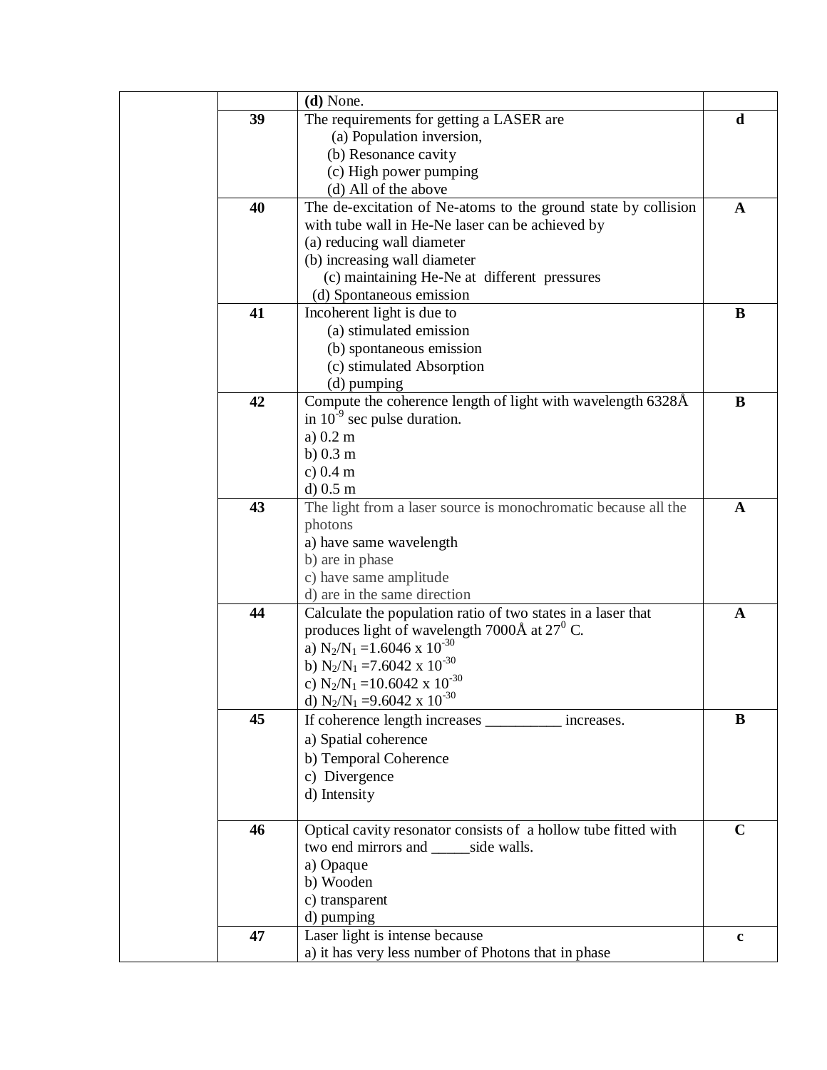| | | | |
|---|---|---|---|
| | | **(d)** None. | |
| | **39** | The requirements for getting a LASER are<br>(a) Population inversion,<br>(b) Resonance cavity<br>(c) High power pumping<br>(d) All of the above | **d** |
| | **40** | The de-excitation of Ne-atoms to the ground state by collision with tube wall in He-Ne laser can be achieved by<br>(a) reducing wall diameter<br>(b) increasing wall diameter<br>(c) maintaining He-Ne at different pressures<br>(d) Spontaneous emission | **A** |
| | **41** | Incoherent light is due to<br>(a) stimulated emission<br>(b) spontaneous emission<br>(c) stimulated Absorption<br>(d) pumping | **B** |
| | **42** | Compute the coherence length of light with wavelength 6328Å in $10^{-9}$ sec pulse duration.<br>a) 0.2 m<br>b) 0.3 m<br>c) 0.4 m<br>d) 0.5 m | **B** |
| | **43** | The light from a laser source is monochromatic because all the photons<br>a) have same wavelength<br>b) are in phase<br>c) have same amplitude<br>d) are in the same direction | **A** |
| | **44** | Calculate the population ratio of two states in a laser that produces light of wavelength 7000Å at $27^0$ C.<br>a) $N_2/N_1 = 1.6046 \times 10^{-30}$<br>b) $N_2/N_1 = 7.6042 \times 10^{-30}$<br>c) $N_2/N_1 = 10.6042 \times 10^{-30}$<br>d) $N_2/N_1 = 9.6042 \times 10^{-30}$ | **A** |
| | **45** | If coherence length increases __________ increases.<br>a) Spatial coherence<br>b) Temporal Coherence<br>c) Divergence<br>d) Intensity | **B** |
| | **46** | Optical cavity resonator consists of a hollow tube fitted with two end mirrors and _____side walls.<br>a) Opaque<br>b) Wooden<br>c) transparent<br>d) pumping | **C** |
| | **47** | Laser light is intense because<br>a) it has very less number of Photons that in phase | **c** |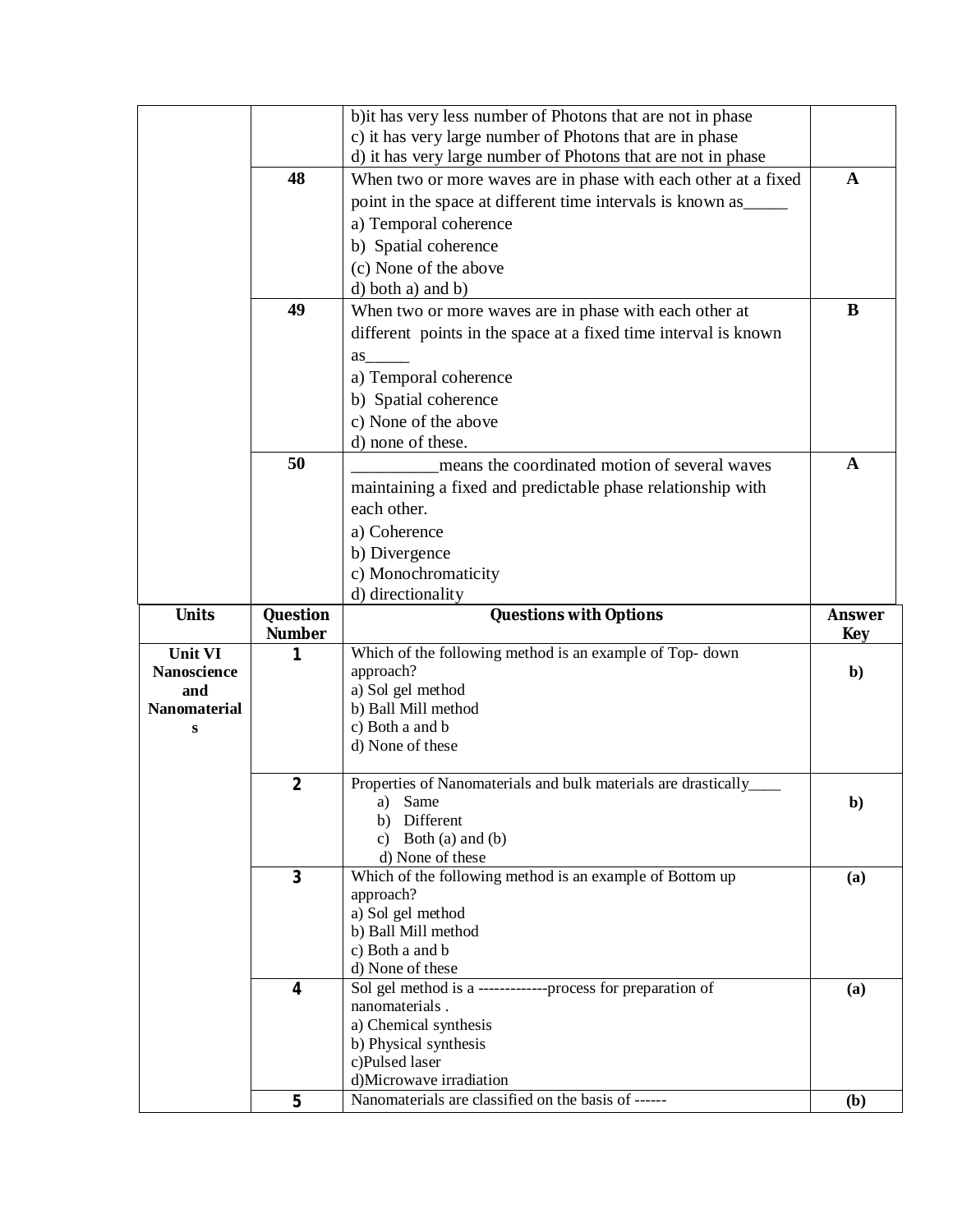| | | b)it has very less number of Photons that are not in phase<br>c) it has very large number of Photons that are in phase<br>d) it has very large number of Photons that are not in phase | |
|---|---|---|---|
| | 48 | When two or more waves are in phase with each other at a fixed point in the space at different time intervals is known as_____<br>a) Temporal coherence<br>b) Spatial coherence<br>(c) None of the above<br>d) both a) and b) | A |
| | 49 | When two or more waves are in phase with each other at different points in the space at a fixed time interval is known as_____<br>a) Temporal coherence<br>b) Spatial coherence<br>c) None of the above<br>d) none of these. | B |
| | 50 | __________means the coordinated motion of several waves maintaining a fixed and predictable phase relationship with each other.<br>a) Coherence<br>b) Divergence<br>c) Monochromaticity<br>d) directionality | A |

| Units | Question Number | Questions with Options | Answer Key |
|---|---|---|---|
| Unit VI Nanoscience and Nanomaterials | 1 | Which of the following method is an example of Top- down approach?<br>a) Sol gel method<br>b) Ball Mill method<br>c) Both a and b<br>d) None of these | b) |
| | 2 | Properties of Nanomaterials and bulk materials are drastically____<br>a) Same<br>b) Different<br>c) Both (a) and (b)<br>d) None of these | b) |
| | 3 | Which of the following method is an example of Bottom up approach?<br>a) Sol gel method<br>b) Ball Mill method<br>c) Both a and b<br>d) None of these | (a) |
| | 4 | Sol gel method is a -------------process for preparation of nanomaterials .<br>a) Chemical synthesis<br>b) Physical synthesis<br>c)Pulsed laser<br>d)Microwave irradiation | (a) |
| | 5 | Nanomaterials are classified on the basis of ------ | (b) |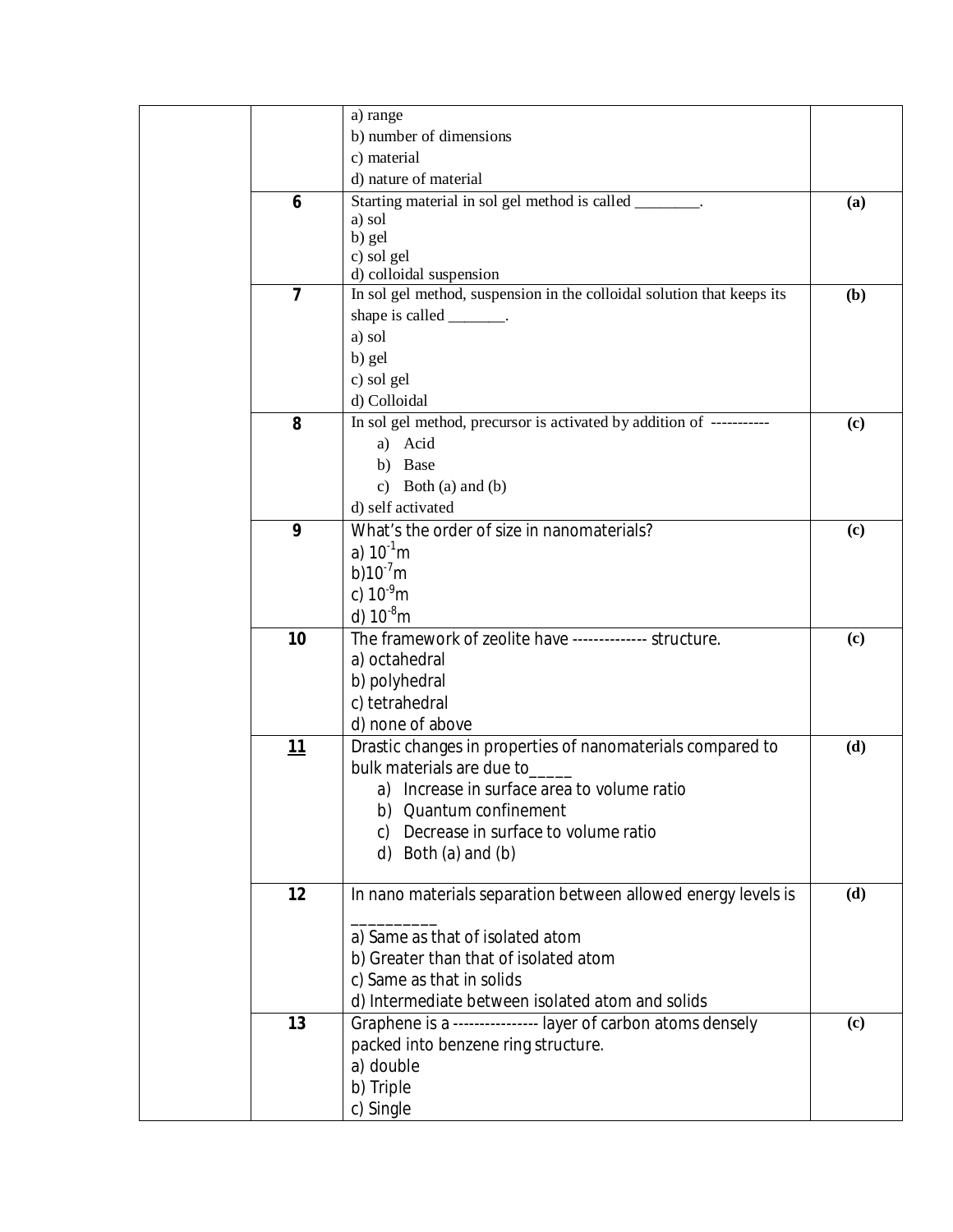| | | | |
|---|---|---|---|
| | | a) range<br>b) number of dimensions<br>c) material<br>d) nature of material | |
| | **6** | Starting material in sol gel method is called ________.<br>a) sol<br>b) gel<br>c) sol gel<br>d) colloidal suspension | **(a)** |
| | **7** | In sol gel method, suspension in the colloidal solution that keeps its shape is called _______.<br>a) sol<br>b) gel<br>c) sol gel<br>d) Colloidal | **(b)** |
| | **8** | In sol gel method, precursor is activated by addition of -----------<br>a) Acid<br>b) Base<br>c) Both (a) and (b)<br>d) self activated | **(c)** |
| | **9** | What's the order of size in nanomaterials?<br>a) $10^{-1}$m<br>b) $10^{-7}$m<br>c) $10^{-9}$m<br>d) $10^{-8}$m | **(c)** |
| | **10** | The framework of zeolite have -------------- structure.<br>a) octahedral<br>b) polyhedral<br>c) tetrahedral<br>d) none of above | **(c)** |
| | **<u>11</u>** | Drastic changes in properties of nanomaterials compared to bulk materials are due to_____<br>a) Increase in surface area to volume ratio<br>b) Quantum confinement<br>c) Decrease in surface to volume ratio<br>d) Both (a) and (b) | **(d)** |
| | **12** | In nano materials separation between allowed energy levels is __________<br>a) Same as that of isolated atom<br>b) Greater than that of isolated atom<br>c) Same as that in solids<br>d) Intermediate between isolated atom and solids | **(d)** |
| | **13** | Graphene is a ---------------- layer of carbon atoms densely packed into benzene ring structure.<br>a) double<br>b) Triple<br>c) Single | **(c)** |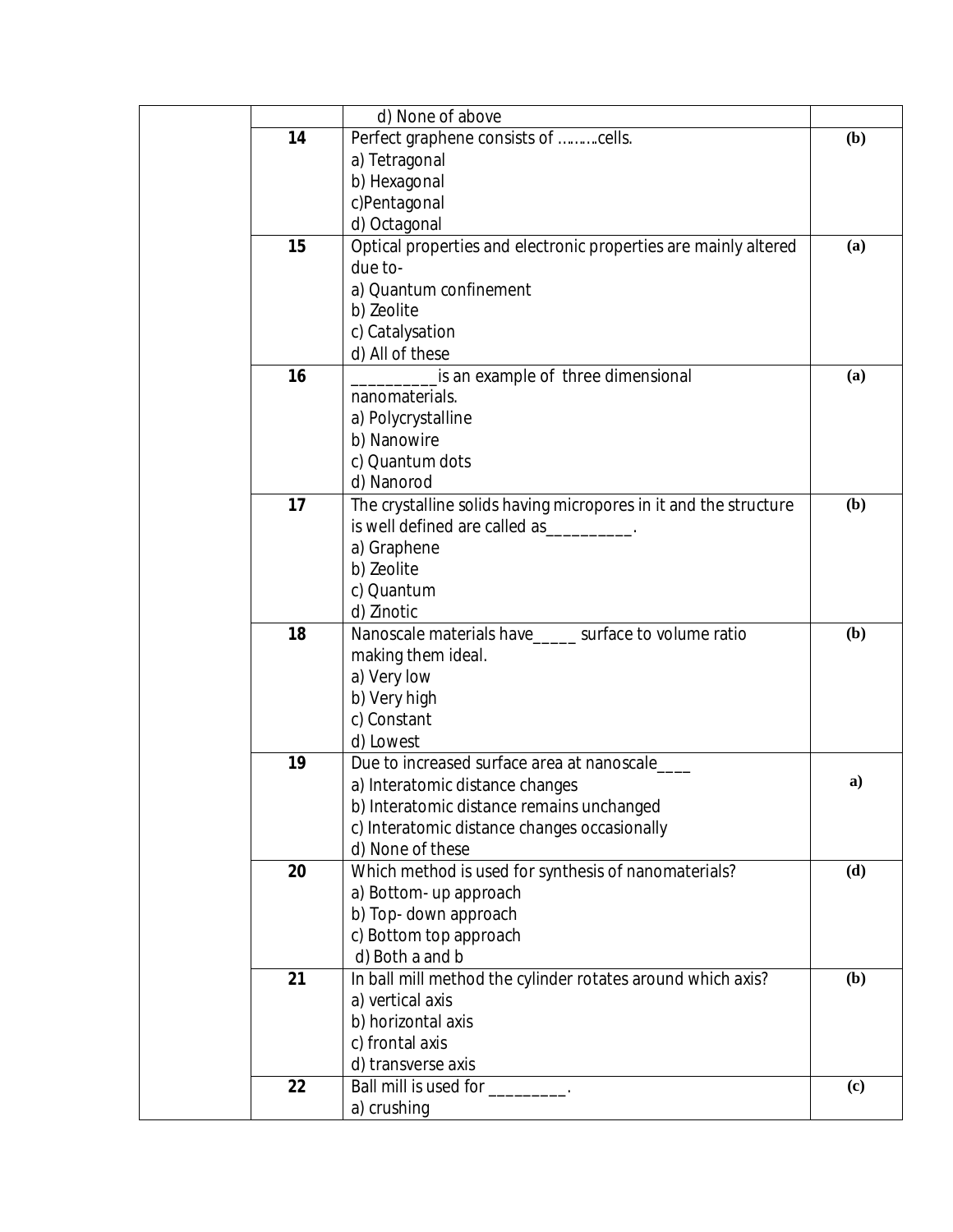| | | | |
|---|---|---|---|
| | | d) None of above | |
| | 14 | Perfect graphene consists of ……….cells.<br>a) Tetragonal<br>b) Hexagonal<br>c)Pentagonal<br>d) Octagonal | (b) |
| | 15 | Optical properties and electronic properties are mainly altered due to-<br>a) Quantum confinement<br>b) Zeolite<br>c) Catalysation<br>d) All of these | (a) |
| | 16 | _________is an example of three dimensional nanomaterials.<br>a) Polycrystalline<br>b) Nanowire<br>c) Quantum dots<br>d) Nanorod | (a) |
| | 17 | The crystalline solids having micropores in it and the structure is well defined are called as__________.<br>a) Graphene<br>b) Zeolite<br>c) Quantum<br>d) Zinotic | (b) |
| | 18 | Nanoscale materials have_____ surface to volume ratio making them ideal.<br>a) Very low<br>b) Very high<br>c) Constant<br>d) Lowest | (b) |
| | 19 | Due to increased surface area at nanoscale____<br>a) Interatomic distance changes<br>b) Interatomic distance remains unchanged<br>c) Interatomic distance changes occasionally<br>d) None of these | a) |
| | 20 | Which method is used for synthesis of nanomaterials?<br>a) Bottom- up approach<br>b) Top- down approach<br>c) Bottom top approach<br>d) Both a and b | (d) |
| | 21 | In ball mill method the cylinder rotates around which axis?<br>a) vertical axis<br>b) horizontal axis<br>c) frontal axis<br>d) transverse axis | (b) |
| | 22 | Ball mill is used for _________.<br>a) crushing | (c) |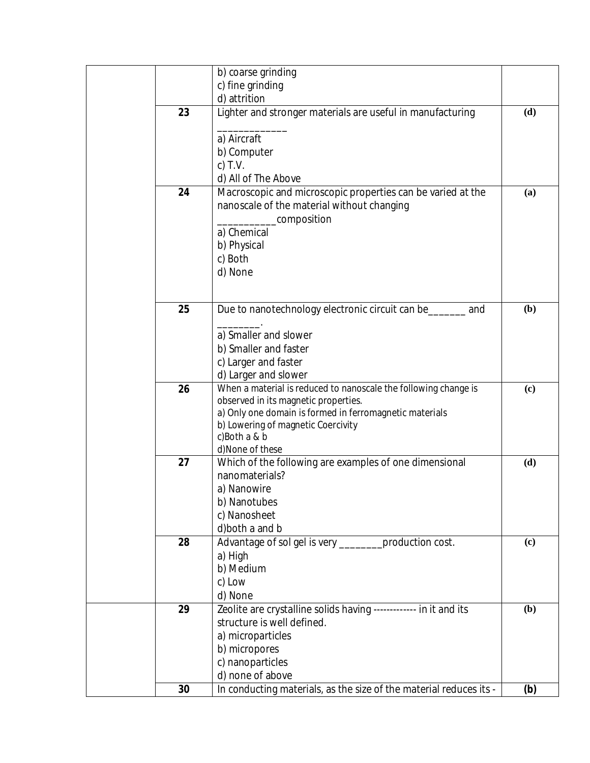|  |  | b) coarse grinding<br>c) fine grinding<br>d) attrition |  |
|---|---|---|---|
|  | 23 | Lighter and stronger materials are useful in manufacturing _____________<br>a) Aircraft<br>b) Computer<br>c) T.V.<br>d) All of The Above | (d) |
|  | 24 | Macroscopic and microscopic properties can be varied at the nanoscale of the material without changing ___________composition<br>a) Chemical<br>b) Physical<br>c) Both<br>d) None | (a) |
|  | 25 | Due to nanotechnology electronic circuit can be_______ and ________.<br>a) Smaller and slower<br>b) Smaller and faster<br>c) Larger and faster<br>d) Larger and slower | (b) |
|  | 26 | When a material is reduced to nanoscale the following change is observed in its magnetic properties.<br>a) Only one domain is formed in ferromagnetic materials<br>b) Lowering of magnetic Coercivity<br>c)Both a & b<br>d)None of these | (c) |
|  | 27 | Which of the following are examples of one dimensional nanomaterials?<br>a) Nanowire<br>b) Nanotubes<br>c) Nanosheet<br>d)both a and b | (d) |
|  | 28 | Advantage of sol gel is very ________production cost.<br>a) High<br>b) Medium<br>c) Low<br>d) None | (c) |
|  | 29 | Zeolite are crystalline solids having ------------- in it and its structure is well defined.<br>a) microparticles<br>b) micropores<br>c) nanoparticles<br>d) none of above | (b) |
|  | 30 | In conducting materials, as the size of the material reduces its - | (b) |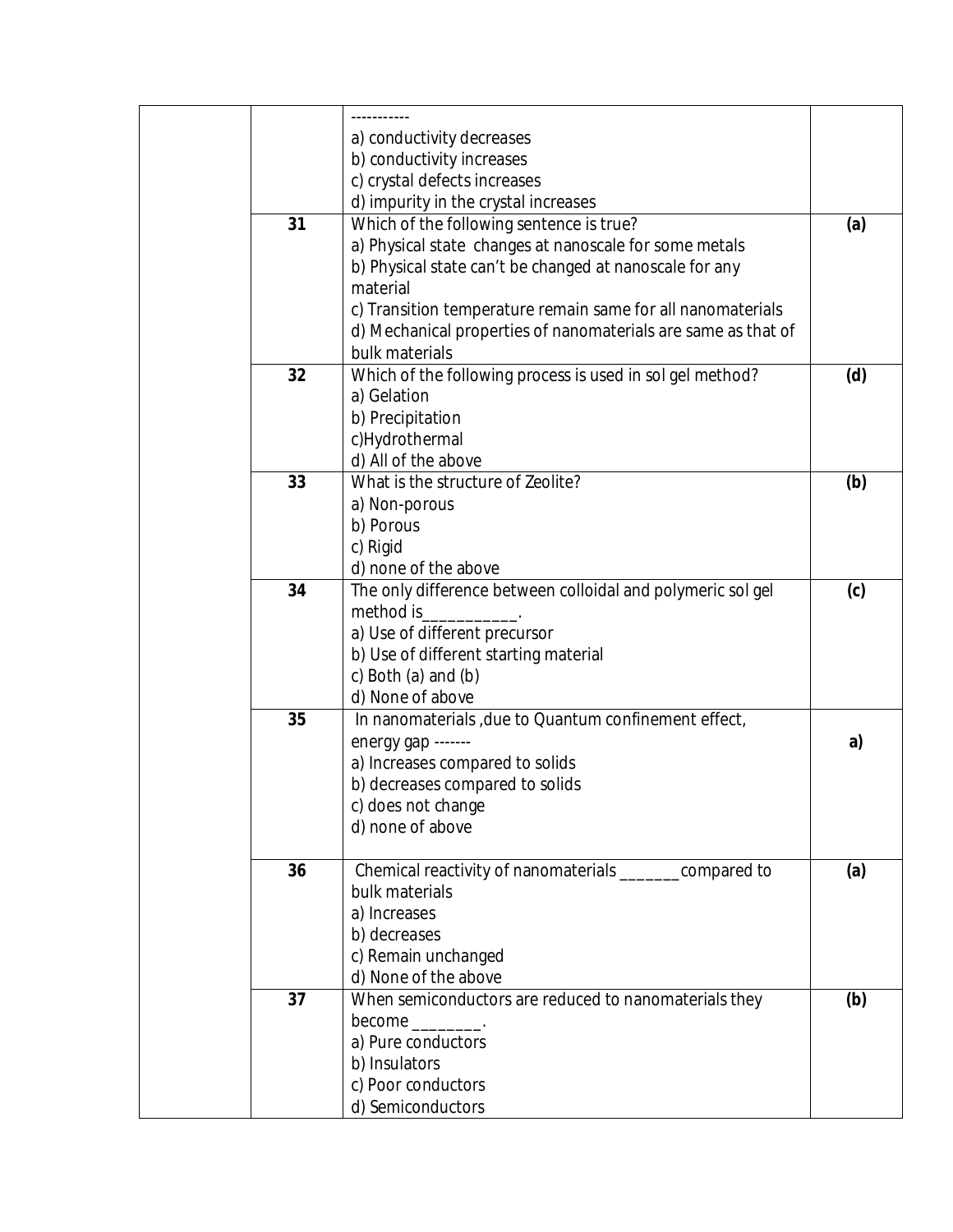| | | | |
|---|---|---|---|
| | | -----------<br>a) conductivity decreases<br>b) conductivity increases<br>c) crystal defects increases<br>d) impurity in the crystal increases | |
| | **31** | Which of the following sentence is true?<br>a) Physical state changes at nanoscale for some metals<br>b) Physical state can't be changed at nanoscale for any material<br>c) Transition temperature remain same for all nanomaterials<br>d) Mechanical properties of nanomaterials are same as that of bulk materials | **(a)** |
| | **32** | Which of the following process is used in sol gel method?<br>a) Gelation<br>b) Precipitation<br>c)Hydrothermal<br>d) All of the above | **(d)** |
| | **33** | What is the structure of Zeolite?<br>a) Non-porous<br>b) Porous<br>c) Rigid<br>d) none of the above | **(b)** |
| | **34** | The only difference between colloidal and polymeric sol gel method is___________.<br>a) Use of different precursor<br>b) Use of different starting material<br>c) Both (a) and (b)<br>d) None of above | **(c)** |
| | **35** | In nanomaterials ,due to Quantum confinement effect, energy gap -------<br>a) Increases compared to solids<br>b) decreases compared to solids<br>c) does not change<br>d) none of above | **a)** |
| | **36** | Chemical reactivity of nanomaterials _______compared to bulk materials<br>a) Increases<br>b) decreases<br>c) Remain unchanged<br>d) None of the above | **(a)** |
| | **37** | When semiconductors are reduced to nanomaterials they become ________.<br>a) Pure conductors<br>b) Insulators<br>c) Poor conductors<br>d) Semiconductors | **(b)** |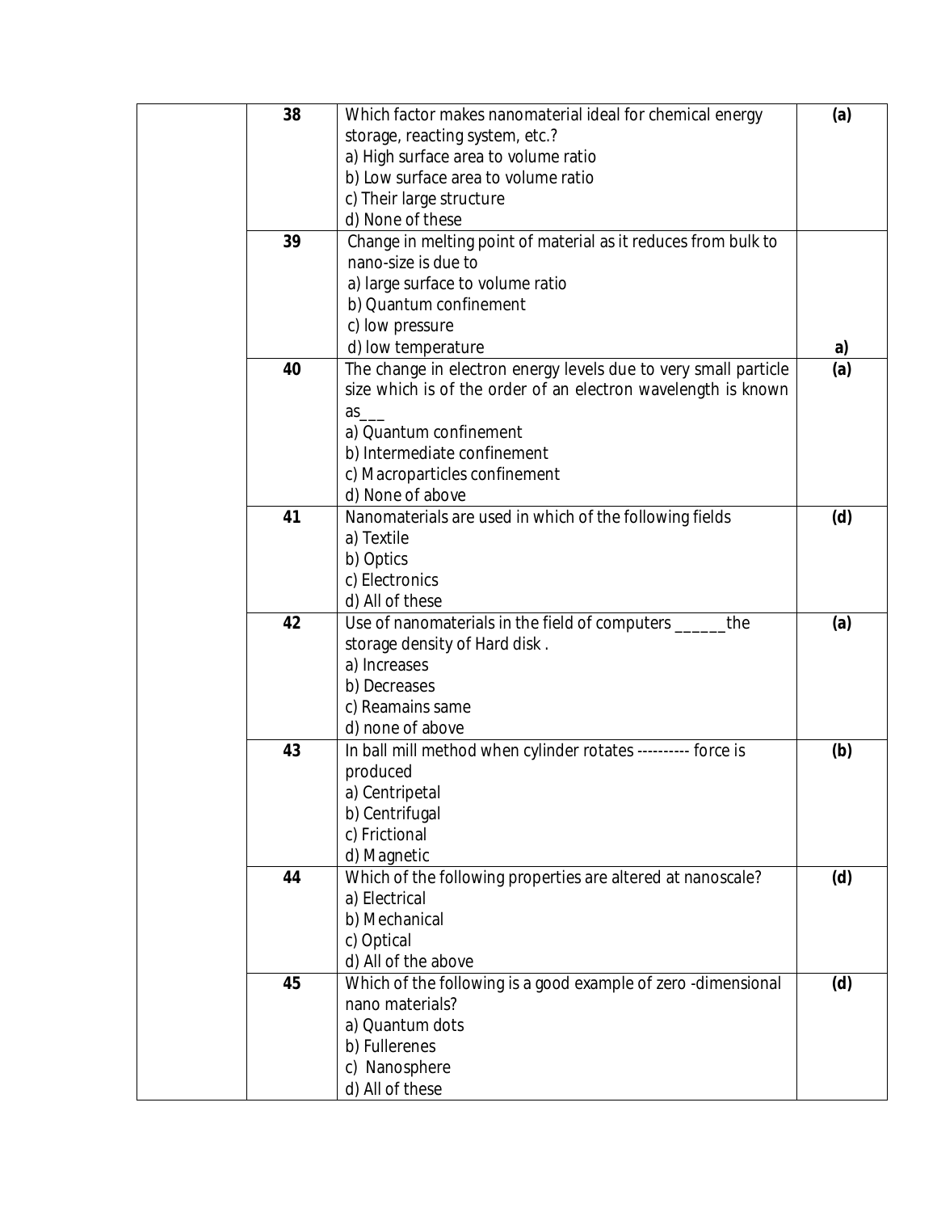| | 38 | Which factor makes nanomaterial ideal for chemical energy storage, reacting system, etc.?<br>a) High surface area to volume ratio<br>b) Low surface area to volume ratio<br>c) Their large structure<br>d) None of these | (a) |
|---|---|---|---|
| | 39 | Change in melting point of material as it reduces from bulk to nano-size is due to<br>a) large surface to volume ratio<br>b) Quantum confinement<br>c) low pressure<br>d) low temperature | a) |
| | 40 | The change in electron energy levels due to very small particle size which is of the order of an electron wavelength is known as___<br>a) Quantum confinement<br>b) Intermediate confinement<br>c) Macroparticles confinement<br>d) None of above | (a) |
| | 41 | Nanomaterials are used in which of the following fields<br>a) Textile<br>b) Optics<br>c) Electronics<br>d) All of these | (d) |
| | 42 | Use of nanomaterials in the field of computers ______the storage density of Hard disk .<br>a) Increases<br>b) Decreases<br>c) Reamains same<br>d) none of above | (a) |
| | 43 | In ball mill method when cylinder rotates ---------- force is produced<br>a) Centripetal<br>b) Centrifugal<br>c) Frictional<br>d) Magnetic | (b) |
| | 44 | Which of the following properties are altered at nanoscale?<br>a) Electrical<br>b) Mechanical<br>c) Optical<br>d) All of the above | (d) |
| | 45 | Which of the following is a good example of zero -dimensional nano materials?<br>a) Quantum dots<br>b) Fullerenes<br>c) Nanosphere<br>d) All of these | (d) |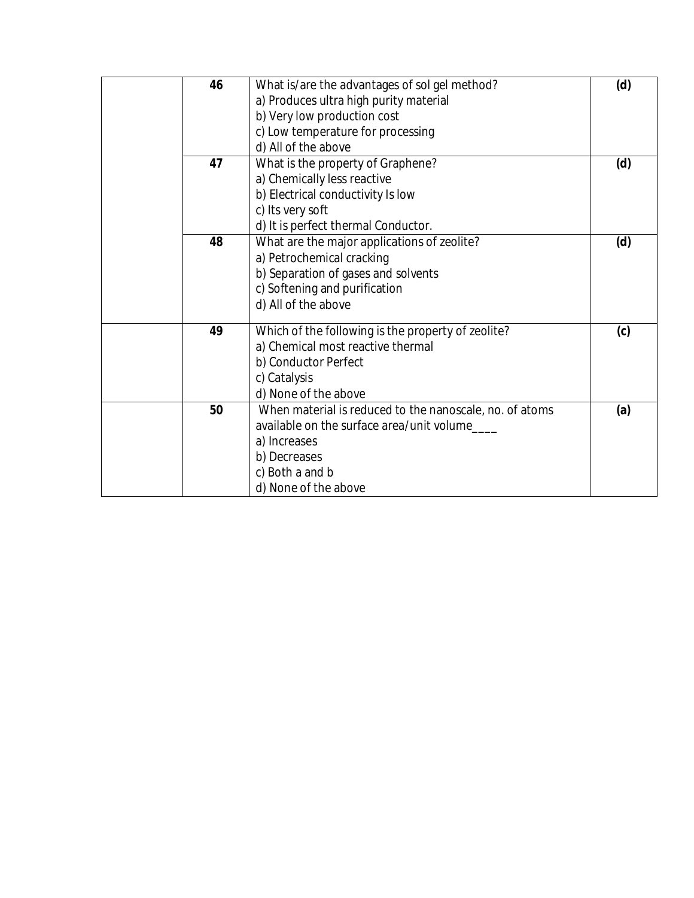| | | | |
|---|---|---|---|
| | 46 | What is/are the advantages of sol gel method?<br>a) Produces ultra high purity material<br>b) Very low production cost<br>c) Low temperature for processing<br>d) All of the above | **(d)** |
| | 47 | What is the property of Graphene?<br>a) Chemically less reactive<br>b) Electrical conductivity Is low<br>c) Its very soft<br>d) It is perfect thermal Conductor. | **(d)** |
| | 48 | What are the major applications of zeolite?<br>a) Petrochemical cracking<br>b) Separation of gases and solvents<br>c) Softening and purification<br>d) All of the above | **(d)** |
| | 49 | Which of the following is the property of zeolite?<br>a) Chemical most reactive thermal<br>b) Conductor Perfect<br>c) Catalysis<br>d) None of the above | **(c)** |
| | 50 | When material is reduced to the nanoscale, no. of atoms available on the surface area/unit volume____<br>a) Increases<br>b) Decreases<br>c) Both a and b<br>d) None of the above | **(a)** |